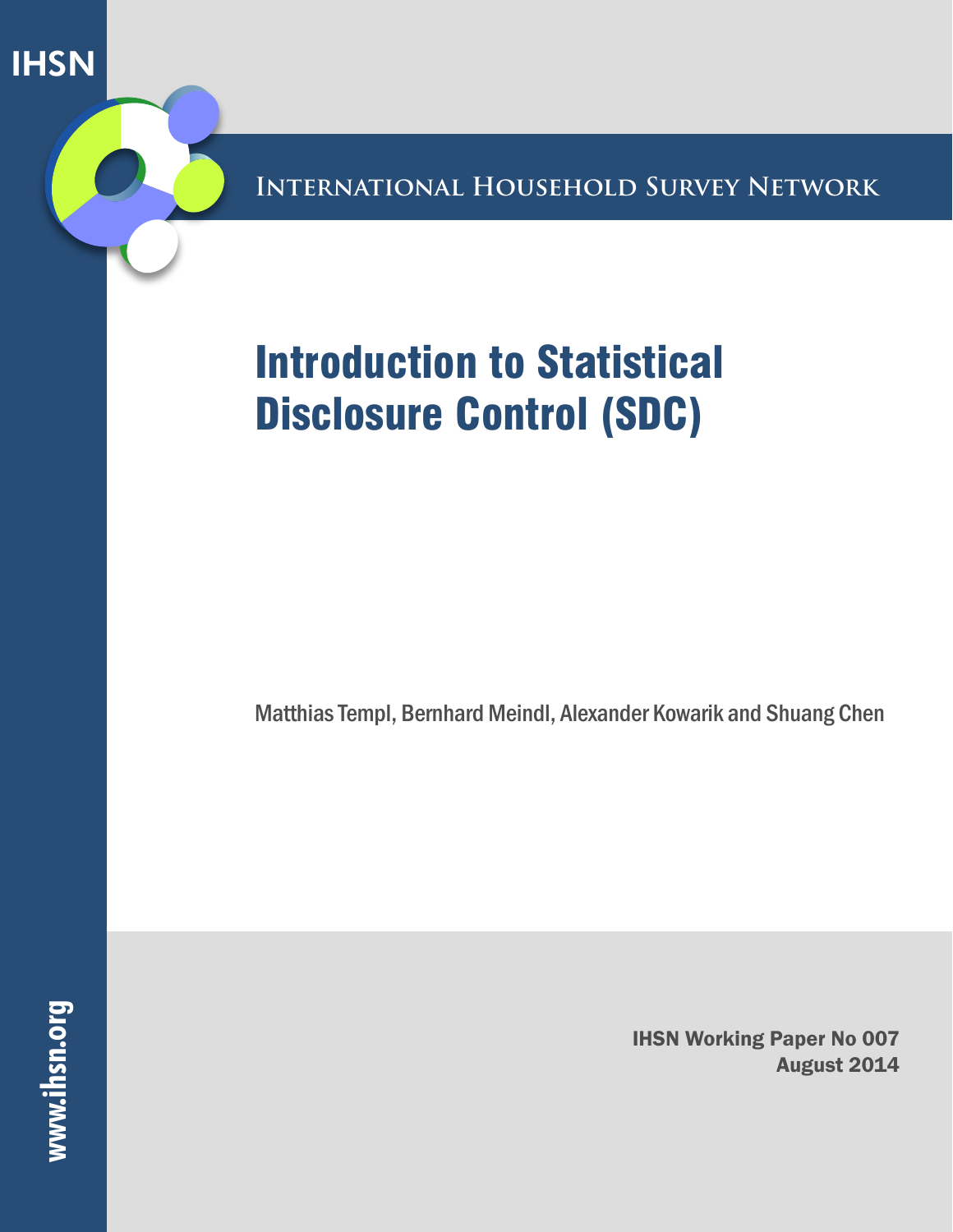IHSN

INTERNATIONAL HOUSEHOLD SURVEY NETWORK

# Introduction to Statistical Disclosure Control (SDC)

Matthias Templ, Bernhard Meindl, Alexander Kowarik and Shuang Chen

IHSN Working Paper No 007
August 2014

www.ihsn.org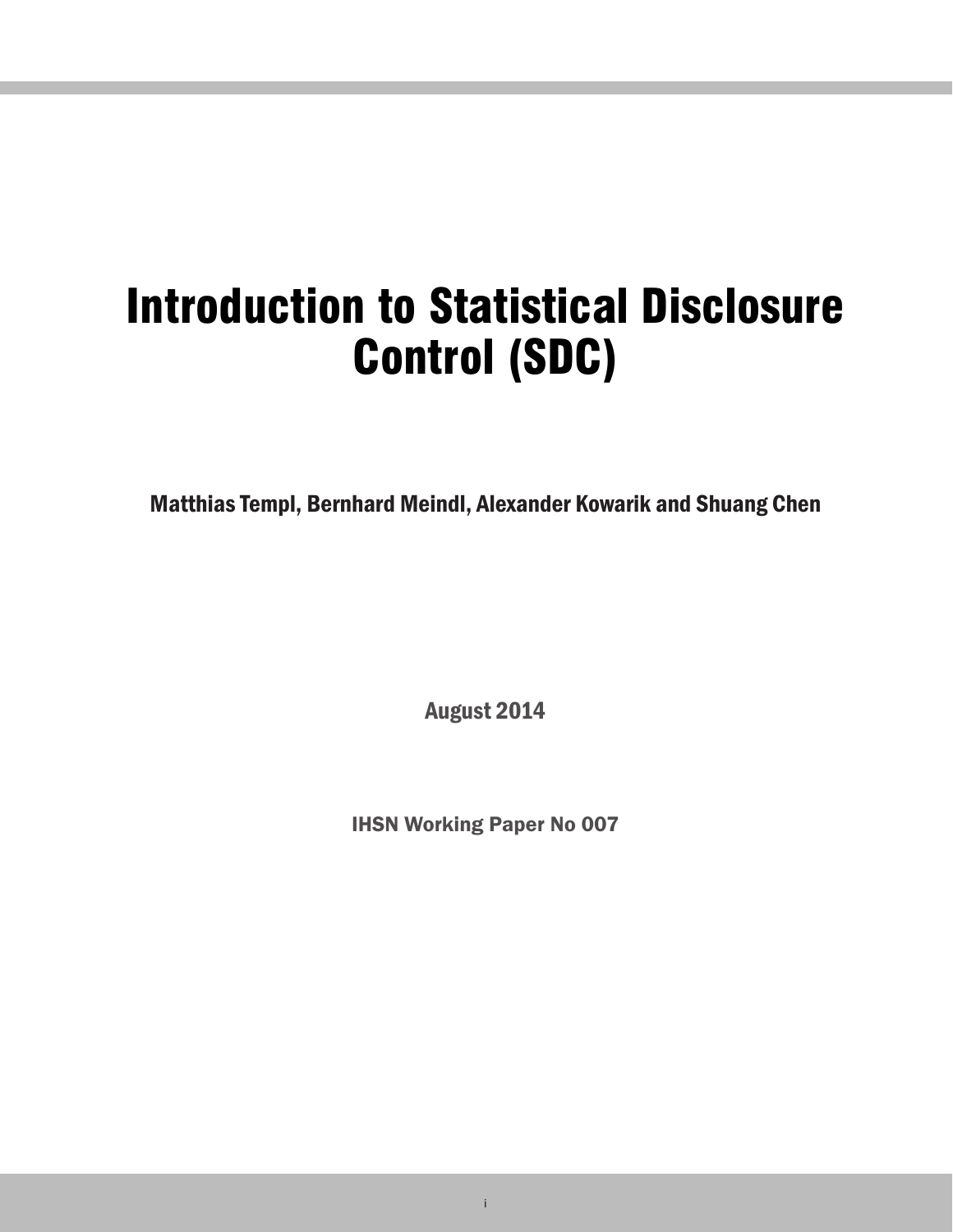# Introduction to Statistical Disclosure Control (SDC)

**Matthias Templ, Bernhard Meindl, Alexander Kowarik and Shuang Chen**

August 2014

**IHSN Working Paper No 007**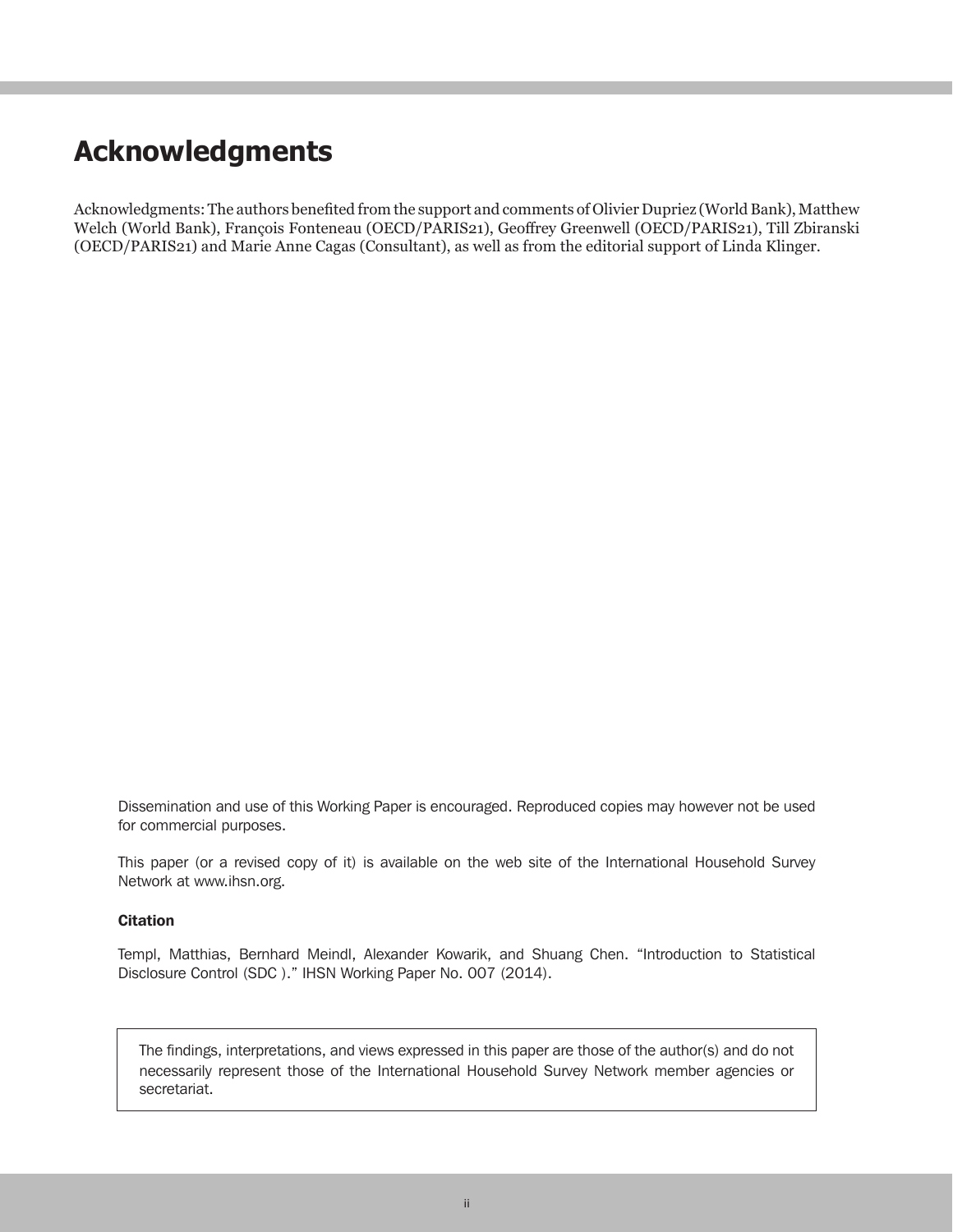# Acknowledgments

Acknowledgments: The authors benefited from the support and comments of Olivier Dupriez (World Bank), Matthew Welch (World Bank), François Fonteneau (OECD/PARIS21), Geoffrey Greenwell (OECD/PARIS21), Till Zbiranski (OECD/PARIS21) and Marie Anne Cagas (Consultant), as well as from the editorial support of Linda Klinger.

Dissemination and use of this Working Paper is encouraged. Reproduced copies may however not be used for commercial purposes.

This paper (or a revised copy of it) is available on the web site of the International Household Survey Network at www.ihsn.org.

**Citation**

Templ, Matthias, Bernhard Meindl, Alexander Kowarik, and Shuang Chen. "Introduction to Statistical Disclosure Control (SDC )." IHSN Working Paper No. 007 (2014).

The findings, interpretations, and views expressed in this paper are those of the author(s) and do not necessarily represent those of the International Household Survey Network member agencies or secretariat.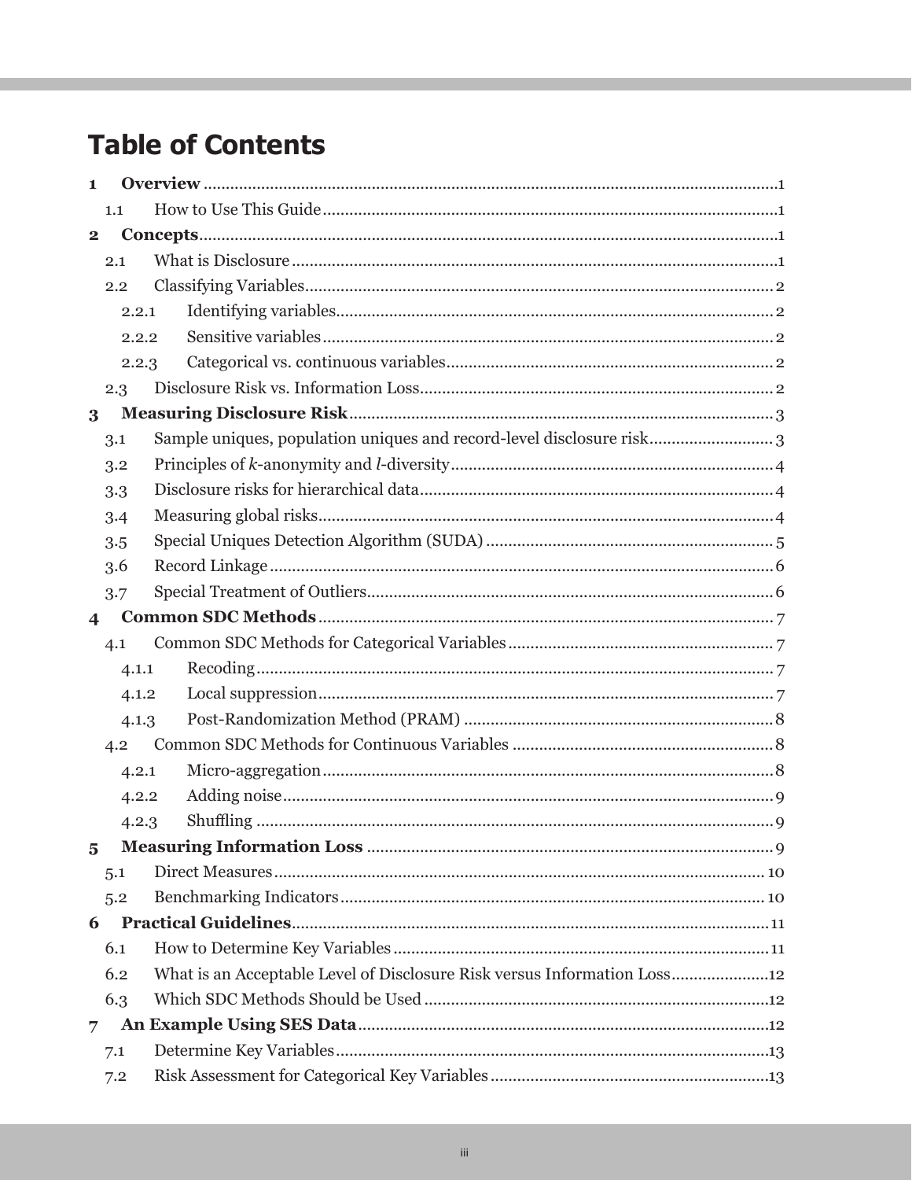# Table of Contents

- **1 Overview** ... 1
  - 1.1 How to Use This Guide ... 1
- **2 Concepts** ... 1
  - 2.1 What is Disclosure ... 1
  - 2.2 Classifying Variables ... 2
    - 2.2.1 Identifying variables ... 2
    - 2.2.2 Sensitive variables ... 2
    - 2.2.3 Categorical vs. continuous variables ... 2
  - 2.3 Disclosure Risk vs. Information Loss ... 2
- **3 Measuring Disclosure Risk** ... 3
  - 3.1 Sample uniques, population uniques and record-level disclosure risk ... 3
  - 3.2 Principles of *k*-anonymity and *l*-diversity ... 4
  - 3.3 Disclosure risks for hierarchical data ... 4
  - 3.4 Measuring global risks ... 4
  - 3.5 Special Uniques Detection Algorithm (SUDA) ... 5
  - 3.6 Record Linkage ... 6
  - 3.7 Special Treatment of Outliers ... 6
- **4 Common SDC Methods** ... 7
  - 4.1 Common SDC Methods for Categorical Variables ... 7
    - 4.1.1 Recoding ... 7
    - 4.1.2 Local suppression ... 7
    - 4.1.3 Post-Randomization Method (PRAM) ... 8
  - 4.2 Common SDC Methods for Continuous Variables ... 8
    - 4.2.1 Micro-aggregation ... 8
    - 4.2.2 Adding noise ... 9
    - 4.2.3 Shuffling ... 9
- **5 Measuring Information Loss** ... 9
  - 5.1 Direct Measures ... 10
  - 5.2 Benchmarking Indicators ... 10
- **6 Practical Guidelines** ... 11
  - 6.1 How to Determine Key Variables ... 11
  - 6.2 What is an Acceptable Level of Disclosure Risk versus Information Loss ... 12
  - 6.3 Which SDC Methods Should be Used ... 12
- **7 An Example Using SES Data** ... 12
  - 7.1 Determine Key Variables ... 13
  - 7.2 Risk Assessment for Categorical Key Variables ... 13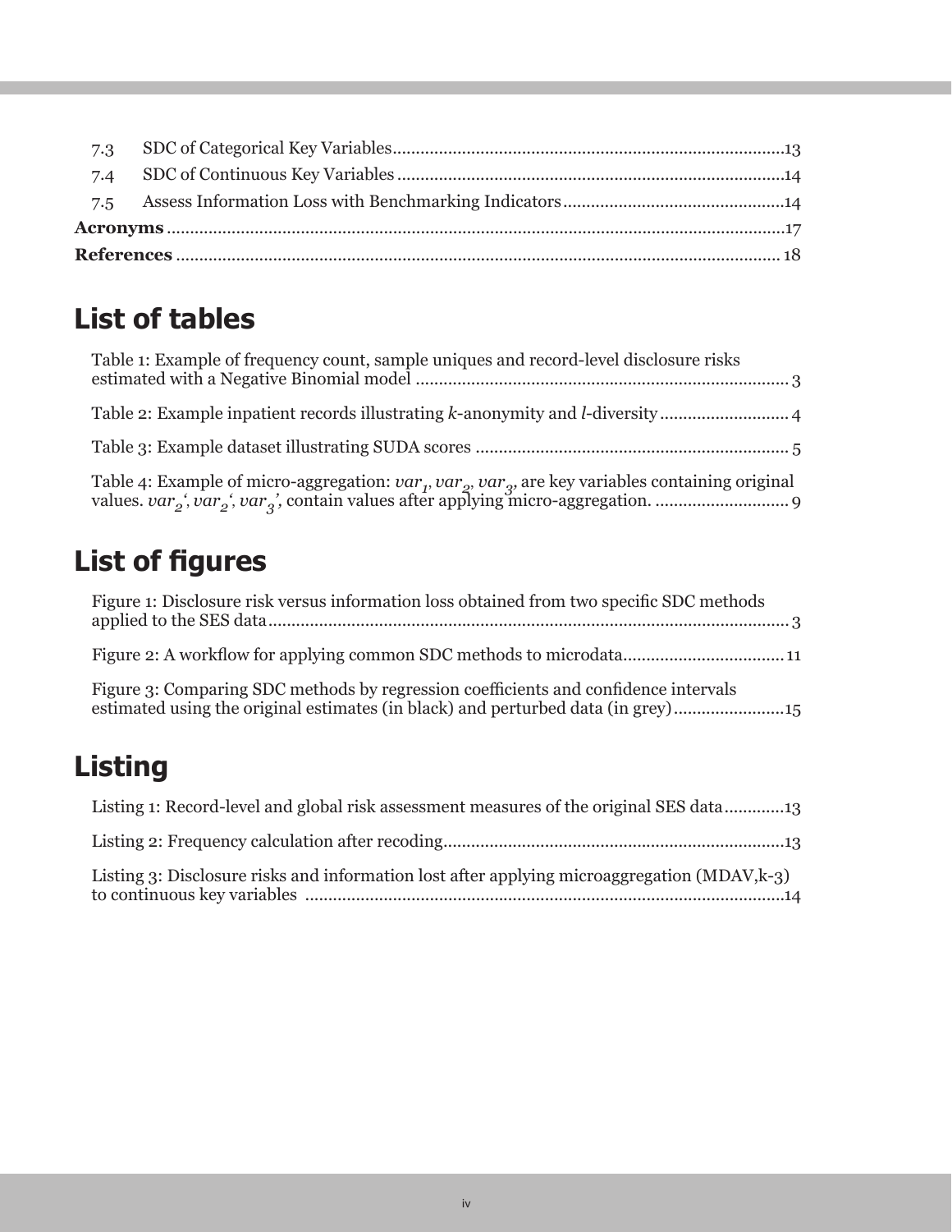7.3 SDC of Categorical Key Variables....................................................................................13

7.4 SDC of Continuous Key Variables ...................................................................................14

7.5 Assess Information Loss with Benchmarking Indicators................................................14

**Acronyms** ....................................................................................................................................17

**References** ................................................................................................................................. 18

# List of tables

Table 1: Example of frequency count, sample uniques and record-level disclosure risks estimated with a Negative Binomial model ................................................................................ 3

Table 2: Example inpatient records illustrating *k*-anonymity and *l*-diversity ........................... 4

Table 3: Example dataset illustrating SUDA scores ................................................................... 5

Table 4: Example of micro-aggregation: $var_1$, $var_2$, $var_3$, are key variables containing original values. $var_2$‘, $var_2$‘, $var_3$’, contain values after applying micro-aggregation. ............................ 9

# List of figures

Figure 1: Disclosure risk versus information loss obtained from two specific SDC methods applied to the SES data................................................................................................................ 3

Figure 2: A workflow for applying common SDC methods to microdata.................................. 11

Figure 3: Comparing SDC methods by regression coefficients and confidence intervals estimated using the original estimates (in black) and perturbed data (in grey)........................15

# Listing

Listing 1: Record-level and global risk assessment measures of the original SES data............13

Listing 2: Frequency calculation after recoding.........................................................................13

Listing 3: Disclosure risks and information lost after applying microaggregation (MDAV,k-3) to continuous key variables .......................................................................................................14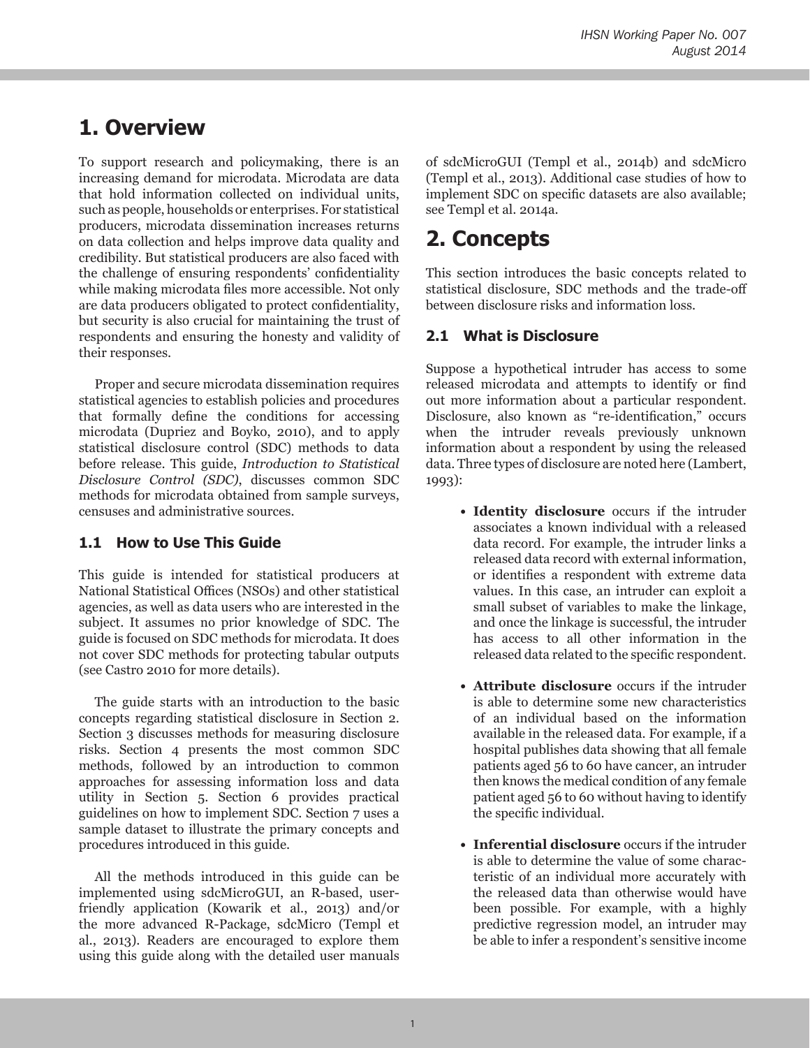# 1. Overview

To support research and policymaking, there is an increasing demand for microdata. Microdata are data that hold information collected on individual units, such as people, households or enterprises. For statistical producers, microdata dissemination increases returns on data collection and helps improve data quality and credibility. But statistical producers are also faced with the challenge of ensuring respondents' confidentiality while making microdata files more accessible. Not only are data producers obligated to protect confidentiality, but security is also crucial for maintaining the trust of respondents and ensuring the honesty and validity of their responses.

Proper and secure microdata dissemination requires statistical agencies to establish policies and procedures that formally define the conditions for accessing microdata (Dupriez and Boyko, 2010), and to apply statistical disclosure control (SDC) methods to data before release. This guide, *Introduction to Statistical Disclosure Control (SDC)*, discusses common SDC methods for microdata obtained from sample surveys, censuses and administrative sources.

## 1.1 How to Use This Guide

This guide is intended for statistical producers at National Statistical Offices (NSOs) and other statistical agencies, as well as data users who are interested in the subject. It assumes no prior knowledge of SDC. The guide is focused on SDC methods for microdata. It does not cover SDC methods for protecting tabular outputs (see Castro 2010 for more details).

The guide starts with an introduction to the basic concepts regarding statistical disclosure in Section 2. Section 3 discusses methods for measuring disclosure risks. Section 4 presents the most common SDC methods, followed by an introduction to common approaches for assessing information loss and data utility in Section 5. Section 6 provides practical guidelines on how to implement SDC. Section 7 uses a sample dataset to illustrate the primary concepts and procedures introduced in this guide.

All the methods introduced in this guide can be implemented using sdcMicroGUI, an R-based, user-friendly application (Kowarik et al., 2013) and/or the more advanced R-Package, sdcMicro (Templ et al., 2013). Readers are encouraged to explore them using this guide along with the detailed user manuals of sdcMicroGUI (Templ et al., 2014b) and sdcMicro (Templ et al., 2013). Additional case studies of how to implement SDC on specific datasets are also available; see Templ et al. 2014a.

# 2. Concepts

This section introduces the basic concepts related to statistical disclosure, SDC methods and the trade-off between disclosure risks and information loss.

## 2.1 What is Disclosure

Suppose a hypothetical intruder has access to some released microdata and attempts to identify or find out more information about a particular respondent. Disclosure, also known as "re-identification," occurs when the intruder reveals previously unknown information about a respondent by using the released data. Three types of disclosure are noted here (Lambert, 1993):

- **Identity disclosure** occurs if the intruder associates a known individual with a released data record. For example, the intruder links a released data record with external information, or identifies a respondent with extreme data values. In this case, an intruder can exploit a small subset of variables to make the linkage, and once the linkage is successful, the intruder has access to all other information in the released data related to the specific respondent.
- **Attribute disclosure** occurs if the intruder is able to determine some new characteristics of an individual based on the information available in the released data. For example, if a hospital publishes data showing that all female patients aged 56 to 60 have cancer, an intruder then knows the medical condition of any female patient aged 56 to 60 without having to identify the specific individual.
- **Inferential disclosure** occurs if the intruder is able to determine the value of some characteristic of an individual more accurately with the released data than otherwise would have been possible. For example, with a highly predictive regression model, an intruder may be able to infer a respondent's sensitive income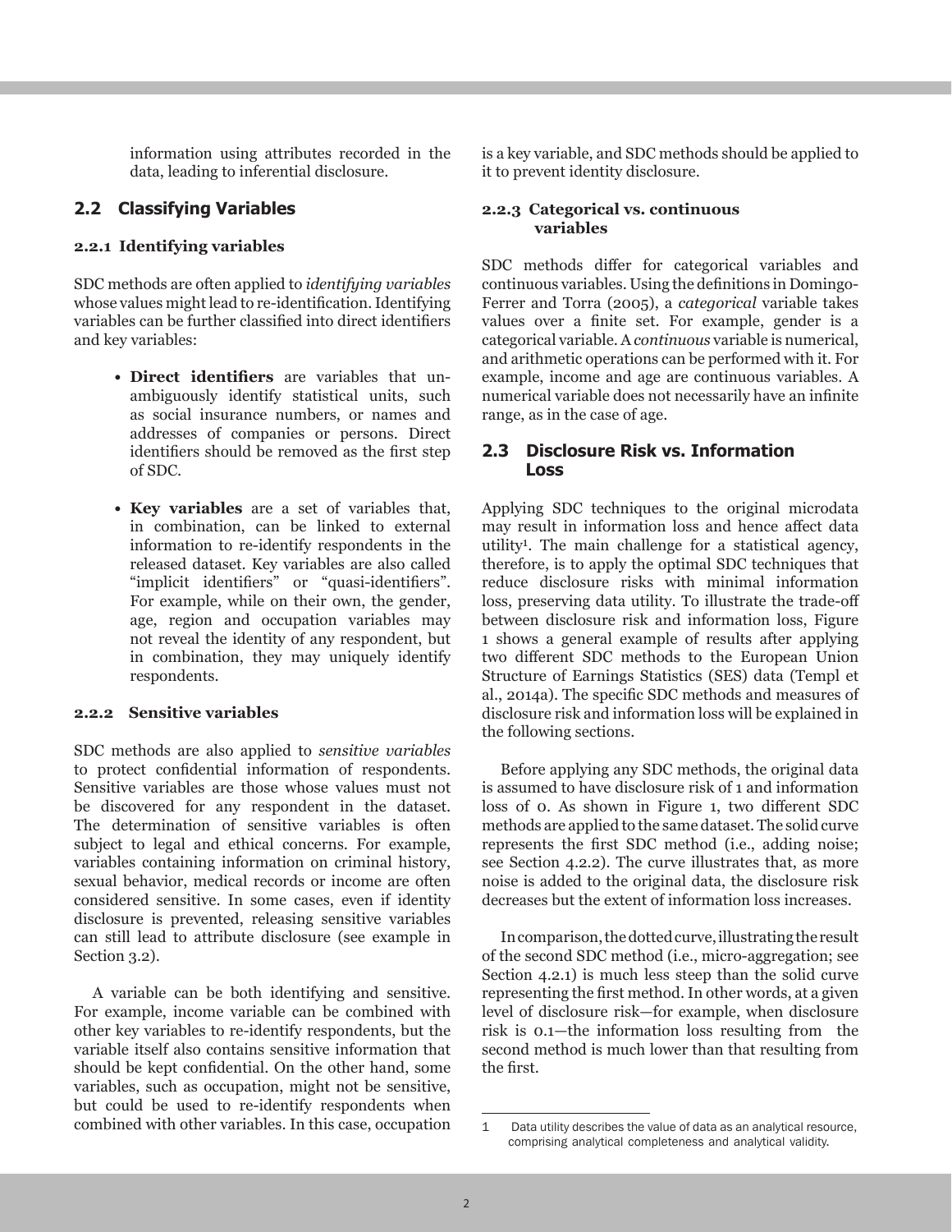information using attributes recorded in the data, leading to inferential disclosure.

## 2.2 Classifying Variables

### 2.2.1 Identifying variables

SDC methods are often applied to *identifying variables* whose values might lead to re-identification. Identifying variables can be further classified into direct identifiers and key variables:

- **Direct identifiers** are variables that unambiguously identify statistical units, such as social insurance numbers, or names and addresses of companies or persons. Direct identifiers should be removed as the first step of SDC.

- **Key variables** are a set of variables that, in combination, can be linked to external information to re-identify respondents in the released dataset. Key variables are also called "implicit identifiers" or "quasi-identifiers". For example, while on their own, the gender, age, region and occupation variables may not reveal the identity of any respondent, but in combination, they may uniquely identify respondents.

### 2.2.2 Sensitive variables

SDC methods are also applied to *sensitive variables* to protect confidential information of respondents. Sensitive variables are those whose values must not be discovered for any respondent in the dataset. The determination of sensitive variables is often subject to legal and ethical concerns. For example, variables containing information on criminal history, sexual behavior, medical records or income are often considered sensitive. In some cases, even if identity disclosure is prevented, releasing sensitive variables can still lead to attribute disclosure (see example in Section 3.2).

A variable can be both identifying and sensitive. For example, income variable can be combined with other key variables to re-identify respondents, but the variable itself also contains sensitive information that should be kept confidential. On the other hand, some variables, such as occupation, might not be sensitive, but could be used to re-identify respondents when combined with other variables. In this case, occupation is a key variable, and SDC methods should be applied to it to prevent identity disclosure.

### 2.2.3 Categorical vs. continuous variables

SDC methods differ for categorical variables and continuous variables. Using the definitions in Domingo-Ferrer and Torra (2005), a *categorical* variable takes values over a finite set. For example, gender is a categorical variable. A *continuous* variable is numerical, and arithmetic operations can be performed with it. For example, income and age are continuous variables. A numerical variable does not necessarily have an infinite range, as in the case of age.

## 2.3 Disclosure Risk vs. Information Loss

Applying SDC techniques to the original microdata may result in information loss and hence affect data utility[1]. The main challenge for a statistical agency, therefore, is to apply the optimal SDC techniques that reduce disclosure risks with minimal information loss, preserving data utility. To illustrate the trade-off between disclosure risk and information loss, Figure 1 shows a general example of results after applying two different SDC methods to the European Union Structure of Earnings Statistics (SES) data (Templ et al., 2014a). The specific SDC methods and measures of disclosure risk and information loss will be explained in the following sections.

Before applying any SDC methods, the original data is assumed to have disclosure risk of 1 and information loss of 0. As shown in Figure 1, two different SDC methods are applied to the same dataset. The solid curve represents the first SDC method (i.e., adding noise; see Section 4.2.2). The curve illustrates that, as more noise is added to the original data, the disclosure risk decreases but the extent of information loss increases.

In comparison, the dotted curve, illustrating the result of the second SDC method (i.e., micro-aggregation; see Section 4.2.1) is much less steep than the solid curve representing the first method. In other words, at a given level of disclosure risk—for example, when disclosure risk is 0.1—the information loss resulting from the second method is much lower than that resulting from the first.

---

1 Data utility describes the value of data as an analytical resource, comprising analytical completeness and analytical validity.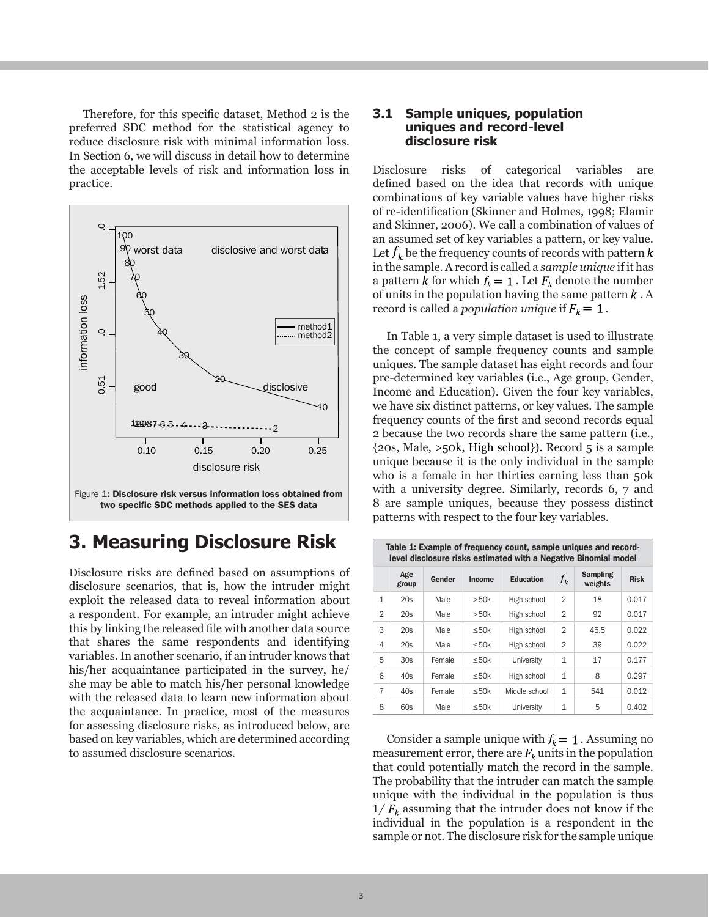Therefore, for this specific dataset, Method 2 is the preferred SDC method for the statistical agency to reduce disclosure risk with minimal information loss. In Section 6, we will discuss in detail how to determine the acceptable levels of risk and information loss in practice.

Figure 1: **Disclosure risk versus information loss obtained from two specific SDC methods applied to the SES data**

# 3. Measuring Disclosure Risk

Disclosure risks are defined based on assumptions of disclosure scenarios, that is, how the intruder might exploit the released data to reveal information about a respondent. For example, an intruder might achieve this by linking the released file with another data source that shares the same respondents and identifying variables. In another scenario, if an intruder knows that his/her acquaintance participated in the survey, he/she may be able to match his/her personal knowledge with the released data to learn new information about the acquaintance. In practice, most of the measures for assessing disclosure risks, as introduced below, are based on key variables, which are determined according to assumed disclosure scenarios.

## 3.1 Sample uniques, population uniques and record-level disclosure risk

Disclosure risks of categorical variables are defined based on the idea that records with unique combinations of key variable values have higher risks of re-identification (Skinner and Holmes, 1998; Elamir and Skinner, 2006). We call a combination of values of an assumed set of key variables a pattern, or key value. Let $f_k$ be the frequency counts of records with pattern $k$ in the sample. A record is called a *sample unique* if it has a pattern $k$ for which $f_k = 1$. Let $F_k$ denote the number of units in the population having the same pattern $k$. A record is called a *population unique* if $F_k = 1$.

In Table 1, a very simple dataset is used to illustrate the concept of sample frequency counts and sample uniques. The sample dataset has eight records and four pre-determined key variables (i.e., Age group, Gender, Income and Education). Given the four key variables, we have six distinct patterns, or key values. The sample frequency counts of the first and second records equal 2 because the two records share the same pattern (i.e., {20s, Male, >50k, High school}). Record 5 is a sample unique because it is the only individual in the sample who is a female in her thirties earning less than 50k with a university degree. Similarly, records 6, 7 and 8 are sample uniques, because they possess distinct patterns with respect to the four key variables.

**Table 1: Example of frequency count, sample uniques and record-level disclosure risks estimated with a Negative Binomial model**

| | Age group | Gender | Income | Education | $f_k$ | Sampling weights | Risk |
|---|---|---|---|---|---|---|---|
| 1 | 20s | Male | >50k | High school | 2 | 18 | 0.017 |
| 2 | 20s | Male | >50k | High school | 2 | 92 | 0.017 |
| 3 | 20s | Male | ≤50k | High school | 2 | 45.5 | 0.022 |
| 4 | 20s | Male | ≤50k | High school | 2 | 39 | 0.022 |
| 5 | 30s | Female | ≤50k | University | 1 | 17 | 0.177 |
| 6 | 40s | Female | ≤50k | High school | 1 | 8 | 0.297 |
| 7 | 40s | Female | ≤50k | Middle school | 1 | 541 | 0.012 |
| 8 | 60s | Male | ≤50k | University | 1 | 5 | 0.402 |

Consider a sample unique with $f_k = 1$. Assuming no measurement error, there are $F_k$ units in the population that could potentially match the record in the sample. The probability that the intruder can match the sample unique with the individual in the population is thus $1/F_k$ assuming that the intruder does not know if the individual in the population is a respondent in the sample or not. The disclosure risk for the sample unique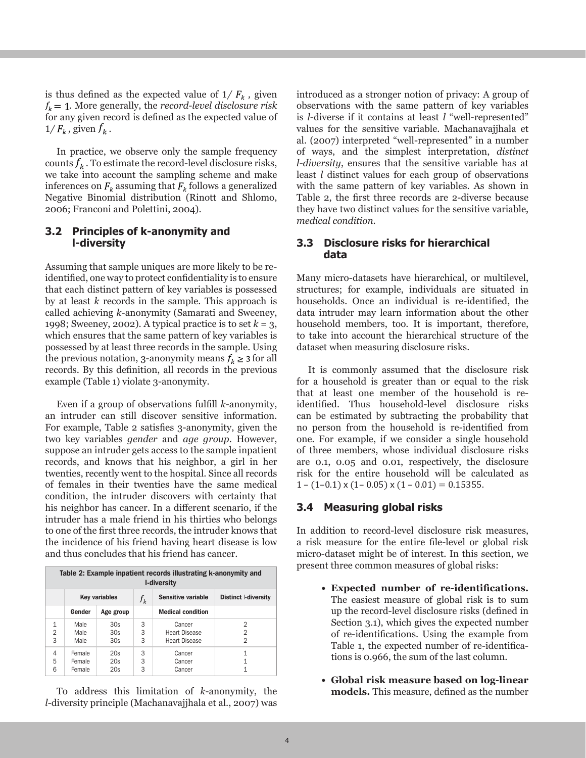is thus defined as the expected value of $1/F_k$, given $f_k = 1$. More generally, the *record-level disclosure risk* for any given record is defined as the expected value of $1/F_k$, given $f_k$.

In practice, we observe only the sample frequency counts $f_k$. To estimate the record-level disclosure risks, we take into account the sampling scheme and make inferences on $F_k$ assuming that $F_k$ follows a generalized Negative Binomial distribution (Rinott and Shlomo, 2006; Franconi and Polettini, 2004).

### 3.2 Principles of k-anonymity and l-diversity

Assuming that sample uniques are more likely to be re-identified, one way to protect confidentiality is to ensure that each distinct pattern of key variables is possessed by at least *k* records in the sample. This approach is called achieving *k*-anonymity (Samarati and Sweeney, 1998; Sweeney, 2002). A typical practice is to set *k* = 3, which ensures that the same pattern of key variables is possessed by at least three records in the sample. Using the previous notation, 3-anonymity means $f_k \geq 3$ for all records. By this definition, all records in the previous example (Table 1) violate 3-anonymity.

Even if a group of observations fulfill *k*-anonymity, an intruder can still discover sensitive information. For example, Table 2 satisfies 3-anonymity, given the two key variables *gender* and *age group*. However, suppose an intruder gets access to the sample inpatient records, and knows that his neighbor, a girl in her twenties, recently went to the hospital. Since all records of females in their twenties have the same medical condition, the intruder discovers with certainty that his neighbor has cancer. In a different scenario, if the intruder has a male friend in his thirties who belongs to one of the first three records, the intruder knows that the incidence of his friend having heart disease is low and thus concludes that his friend has cancer.

**Table 2: Example inpatient records illustrating k-anonymity and l-diversity**

| | Key variables | | $f_k$ | Sensitive variable | Distinct l-diversity |
|---|---|---|---|---|---|
| | Gender | Age group | | Medical condition | |
| 1 | Male | 30s | 3 | Cancer | 2 |
| 2 | Male | 30s | 3 | Heart Disease | 2 |
| 3 | Male | 30s | 3 | Heart Disease | 2 |
| 4 | Female | 20s | 3 | Cancer | 1 |
| 5 | Female | 20s | 3 | Cancer | 1 |
| 6 | Female | 20s | 3 | Cancer | 1 |

To address this limitation of *k*-anonymity, the *l*-diversity principle (Machanavajjhala et al., 2007) was introduced as a stronger notion of privacy: A group of observations with the same pattern of key variables is *l*-diverse if it contains at least *l* "well-represented" values for the sensitive variable. Machanavajjhala et al. (2007) interpreted "well-represented" in a number of ways, and the simplest interpretation, *distinct l-diversity*, ensures that the sensitive variable has at least *l* distinct values for each group of observations with the same pattern of key variables. As shown in Table 2, the first three records are 2-diverse because they have two distinct values for the sensitive variable, *medical condition*.

### 3.3 Disclosure risks for hierarchical data

Many micro-datasets have hierarchical, or multilevel, structures; for example, individuals are situated in households. Once an individual is re-identified, the data intruder may learn information about the other household members, too. It is important, therefore, to take into account the hierarchical structure of the dataset when measuring disclosure risks.

It is commonly assumed that the disclosure risk for a household is greater than or equal to the risk that at least one member of the household is re-identified. Thus household-level disclosure risks can be estimated by subtracting the probability that no person from the household is re-identified from one. For example, if we consider a single household of three members, whose individual disclosure risks are 0.1, 0.05 and 0.01, respectively, the disclosure risk for the entire household will be calculated as $1 - (1-0.1) \times (1-0.05) \times (1-0.01) = 0.15355$.

### 3.4 Measuring global risks

In addition to record-level disclosure risk measures, a risk measure for the entire file-level or global risk micro-dataset might be of interest. In this section, we present three common measures of global risks:

- **Expected number of re-identifications.** The easiest measure of global risk is to sum up the record-level disclosure risks (defined in Section 3.1), which gives the expected number of re-identifications. Using the example from Table 1, the expected number of re-identifications is 0.966, the sum of the last column.
- **Global risk measure based on log-linear models.** This measure, defined as the number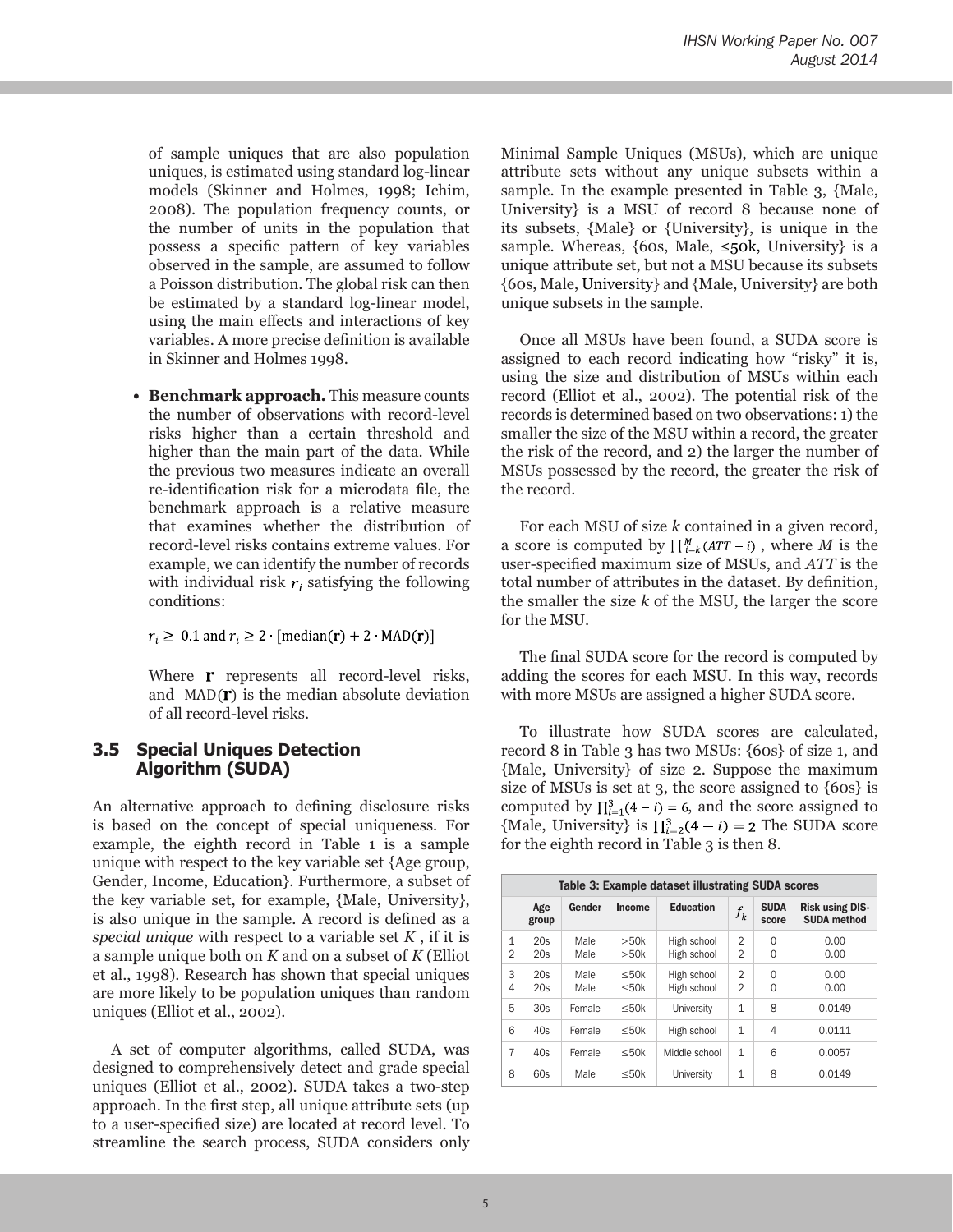of sample uniques that are also population uniques, is estimated using standard log-linear models (Skinner and Holmes, 1998; Ichim, 2008). The population frequency counts, or the number of units in the population that possess a specific pattern of key variables observed in the sample, are assumed to follow a Poisson distribution. The global risk can then be estimated by a standard log-linear model, using the main effects and interactions of key variables. A more precise definition is available in Skinner and Holmes 1998.

- **Benchmark approach.** This measure counts the number of observations with record-level risks higher than a certain threshold and higher than the main part of the data. While the previous two measures indicate an overall re-identification risk for a microdata file, the benchmark approach is a relative measure that examines whether the distribution of record-level risks contains extreme values. For example, we can identify the number of records with individual risk $r_i$ satisfying the following conditions:

  $r_i \geq 0.1$ and $r_i \geq 2 \cdot [\text{median}(\mathbf{r}) + 2 \cdot \text{MAD}(\mathbf{r})]$

  Where $\mathbf{r}$ represents all record-level risks, and $\text{MAD}(\mathbf{r})$ is the median absolute deviation of all record-level risks.

### 3.5 Special Uniques Detection Algorithm (SUDA)

An alternative approach to defining disclosure risks is based on the concept of special uniqueness. For example, the eighth record in Table 1 is a sample unique with respect to the key variable set {Age group, Gender, Income, Education}. Furthermore, a subset of the key variable set, for example, {Male, University}, is also unique in the sample. A record is defined as a *special unique* with respect to a variable set $K$, if it is a sample unique both on $K$ and on a subset of $K$ (Elliot et al., 1998). Research has shown that special uniques are more likely to be population uniques than random uniques (Elliot et al., 2002).

A set of computer algorithms, called SUDA, was designed to comprehensively detect and grade special uniques (Elliot et al., 2002). SUDA takes a two-step approach. In the first step, all unique attribute sets (up to a user-specified size) are located at record level. To streamline the search process, SUDA considers only Minimal Sample Uniques (MSUs), which are unique attribute sets without any unique subsets within a sample. In the example presented in Table 3, {Male, University} is a MSU of record 8 because none of its subsets, {Male} or {University}, is unique in the sample. Whereas, {60s, Male, ≤50k, University} is a unique attribute set, but not a MSU because its subsets {60s, Male, University} and {Male, University} are both unique subsets in the sample.

Once all MSUs have been found, a SUDA score is assigned to each record indicating how "risky" it is, using the size and distribution of MSUs within each record (Elliot et al., 2002). The potential risk of the records is determined based on two observations: 1) the smaller the size of the MSU within a record, the greater the risk of the record, and 2) the larger the number of MSUs possessed by the record, the greater the risk of the record.

For each MSU of size $k$ contained in a given record, a score is computed by $\prod_{i=k}^{M}(ATT - i)$, where $M$ is the user-specified maximum size of MSUs, and $ATT$ is the total number of attributes in the dataset. By definition, the smaller the size $k$ of the MSU, the larger the score for the MSU.

The final SUDA score for the record is computed by adding the scores for each MSU. In this way, records with more MSUs are assigned a higher SUDA score.

To illustrate how SUDA scores are calculated, record 8 in Table 3 has two MSUs: {60s} of size 1, and {Male, University} of size 2. Suppose the maximum size of MSUs is set at 3, the score assigned to {60s} is computed by $\prod_{i=1}^{3}(4 - i) = 6$, and the score assigned to {Male, University} is $\prod_{i=2}^{3}(4 - i) = 2$ The SUDA score for the eighth record in Table 3 is then 8.

**Table 3: Example dataset illustrating SUDA scores**

| | Age group | Gender | Income | Education | $f_k$ | SUDA score | Risk using DIS-SUDA method |
|---|---|---|---|---|---|---|---|
| 1 | 20s | Male | >50k | High school | 2 | 0 | 0.00 |
| 2 | 20s | Male | >50k | High school | 2 | 0 | 0.00 |
| 3 | 20s | Male | ≤50k | High school | 2 | 0 | 0.00 |
| 4 | 20s | Male | ≤50k | High school | 2 | 0 | 0.00 |
| 5 | 30s | Female | ≤50k | University | 1 | 8 | 0.0149 |
| 6 | 40s | Female | ≤50k | High school | 1 | 4 | 0.0111 |
| 7 | 40s | Female | ≤50k | Middle school | 1 | 6 | 0.0057 |
| 8 | 60s | Male | ≤50k | University | 1 | 8 | 0.0149 |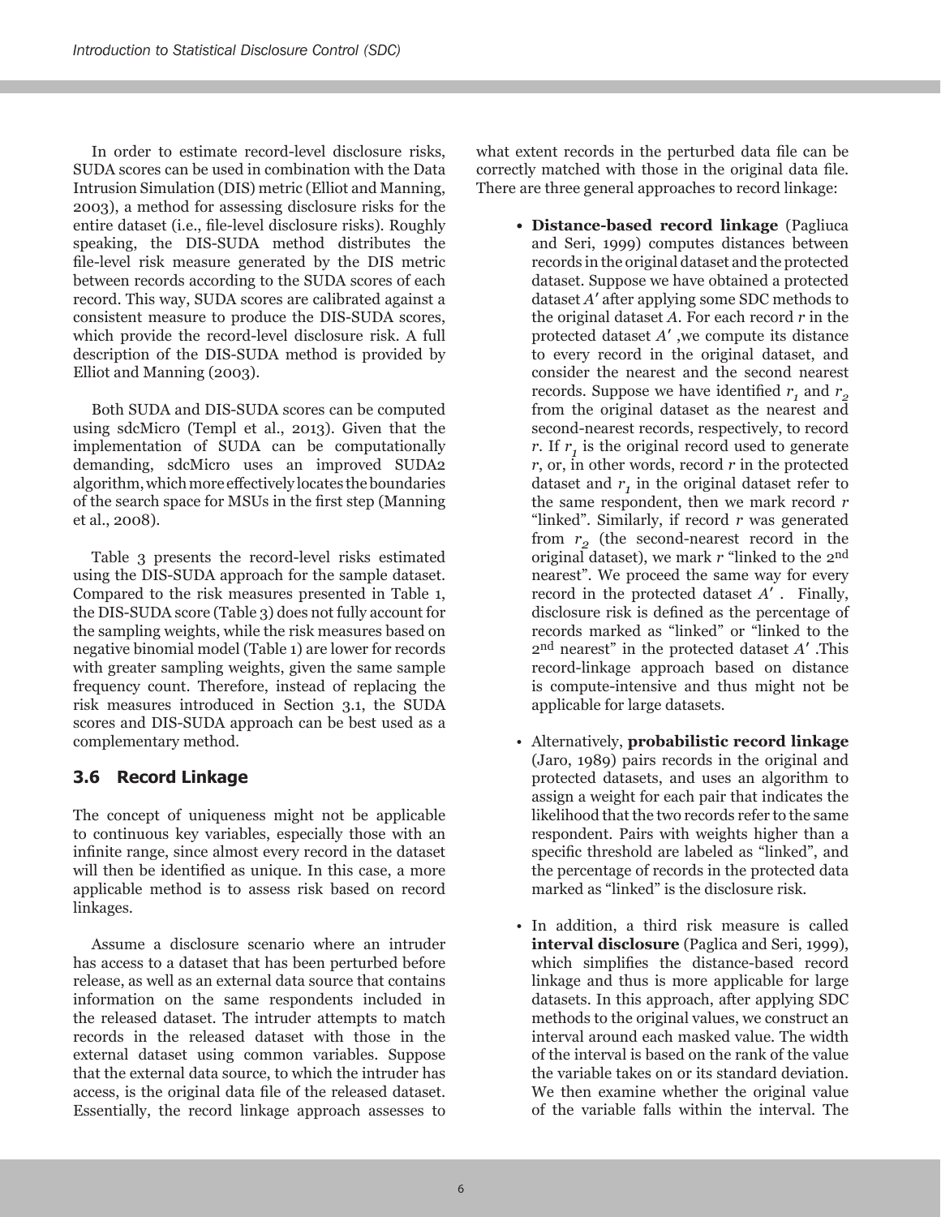In order to estimate record-level disclosure risks, SUDA scores can be used in combination with the Data Intrusion Simulation (DIS) metric (Elliot and Manning, 2003), a method for assessing disclosure risks for the entire dataset (i.e., file-level disclosure risks). Roughly speaking, the DIS-SUDA method distributes the file-level risk measure generated by the DIS metric between records according to the SUDA scores of each record. This way, SUDA scores are calibrated against a consistent measure to produce the DIS-SUDA scores, which provide the record-level disclosure risk. A full description of the DIS-SUDA method is provided by Elliot and Manning (2003).

Both SUDA and DIS-SUDA scores can be computed using sdcMicro (Templ et al., 2013). Given that the implementation of SUDA can be computationally demanding, sdcMicro uses an improved SUDA2 algorithm, which more effectively locates the boundaries of the search space for MSUs in the first step (Manning et al., 2008).

Table 3 presents the record-level risks estimated using the DIS-SUDA approach for the sample dataset. Compared to the risk measures presented in Table 1, the DIS-SUDA score (Table 3) does not fully account for the sampling weights, while the risk measures based on negative binomial model (Table 1) are lower for records with greater sampling weights, given the same sample frequency count. Therefore, instead of replacing the risk measures introduced in Section 3.1, the SUDA scores and DIS-SUDA approach can be best used as a complementary method.

## 3.6 Record Linkage

The concept of uniqueness might not be applicable to continuous key variables, especially those with an infinite range, since almost every record in the dataset will then be identified as unique. In this case, a more applicable method is to assess risk based on record linkages.

Assume a disclosure scenario where an intruder has access to a dataset that has been perturbed before release, as well as an external data source that contains information on the same respondents included in the released dataset. The intruder attempts to match records in the released dataset with those in the external dataset using common variables. Suppose that the external data source, to which the intruder has access, is the original data file of the released dataset. Essentially, the record linkage approach assesses to what extent records in the perturbed data file can be correctly matched with those in the original data file. There are three general approaches to record linkage:

- **Distance-based record linkage** (Pagliuca and Seri, 1999) computes distances between records in the original dataset and the protected dataset. Suppose we have obtained a protected dataset $A'$ after applying some SDC methods to the original dataset $A$. For each record $r$ in the protected dataset $A'$ ,we compute its distance to every record in the original dataset, and consider the nearest and the second nearest records. Suppose we have identified $r_1$ and $r_2$ from the original dataset as the nearest and second-nearest records, respectively, to record $r$. If $r_1$ is the original record used to generate $r$, or, in other words, record $r$ in the protected dataset and $r_1$ in the original dataset refer to the same respondent, then we mark record $r$ "linked". Similarly, if record $r$ was generated from $r_2$ (the second-nearest record in the original dataset), we mark $r$ "linked to the 2nd nearest". We proceed the same way for every record in the protected dataset $A'$ . Finally, disclosure risk is defined as the percentage of records marked as "linked" or "linked to the 2nd nearest" in the protected dataset $A'$ .This record-linkage approach based on distance is compute-intensive and thus might not be applicable for large datasets.
- Alternatively, **probabilistic record linkage** (Jaro, 1989) pairs records in the original and protected datasets, and uses an algorithm to assign a weight for each pair that indicates the likelihood that the two records refer to the same respondent. Pairs with weights higher than a specific threshold are labeled as "linked", and the percentage of records in the protected data marked as "linked" is the disclosure risk.
- In addition, a third risk measure is called **interval disclosure** (Paglica and Seri, 1999), which simplifies the distance-based record linkage and thus is more applicable for large datasets. In this approach, after applying SDC methods to the original values, we construct an interval around each masked value. The width of the interval is based on the rank of the value the variable takes on or its standard deviation. We then examine whether the original value of the variable falls within the interval. The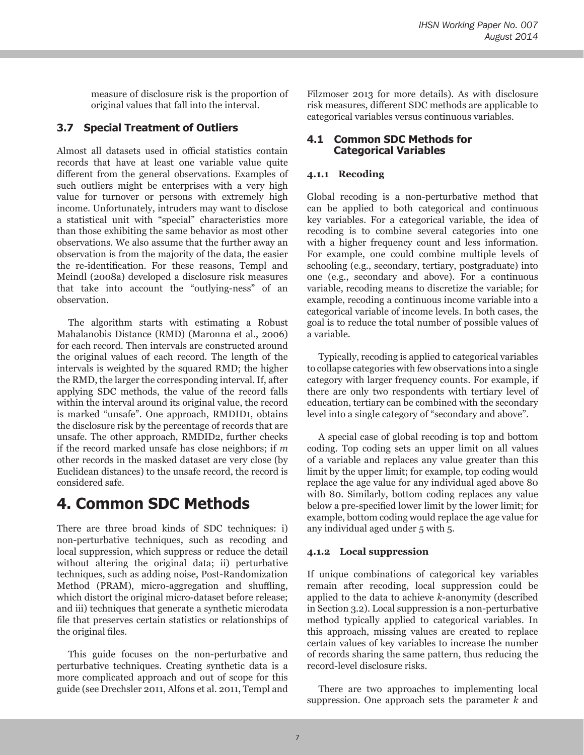measure of disclosure risk is the proportion of original values that fall into the interval.

### 3.7 Special Treatment of Outliers

Almost all datasets used in official statistics contain records that have at least one variable value quite different from the general observations. Examples of such outliers might be enterprises with a very high value for turnover or persons with extremely high income. Unfortunately, intruders may want to disclose a statistical unit with "special" characteristics more than those exhibiting the same behavior as most other observations. We also assume that the further away an observation is from the majority of the data, the easier the re-identification. For these reasons, Templ and Meindl (2008a) developed a disclosure risk measures that take into account the "outlying-ness" of an observation.

The algorithm starts with estimating a Robust Mahalanobis Distance (RMD) (Maronna et al., 2006) for each record. Then intervals are constructed around the original values of each record. The length of the intervals is weighted by the squared RMD; the higher the RMD, the larger the corresponding interval. If, after applying SDC methods, the value of the record falls within the interval around its original value, the record is marked "unsafe". One approach, RMDID1, obtains the disclosure risk by the percentage of records that are unsafe. The other approach, RMDID2, further checks if the record marked unsafe has close neighbors; if $m$ other records in the masked dataset are very close (by Euclidean distances) to the unsafe record, the record is considered safe.

# 4. Common SDC Methods

There are three broad kinds of SDC techniques: i) non-perturbative techniques, such as recoding and local suppression, which suppress or reduce the detail without altering the original data; ii) perturbative techniques, such as adding noise, Post-Randomization Method (PRAM), micro-aggregation and shuffling, which distort the original micro-dataset before release; and iii) techniques that generate a synthetic microdata file that preserves certain statistics or relationships of the original files.

This guide focuses on the non-perturbative and perturbative techniques. Creating synthetic data is a more complicated approach and out of scope for this guide (see Drechsler 2011, Alfons et al. 2011, Templ and Filzmoser 2013 for more details). As with disclosure risk measures, different SDC methods are applicable to categorical variables versus continuous variables.

## 4.1 Common SDC Methods for Categorical Variables

#### 4.1.1 Recoding

Global recoding is a non-perturbative method that can be applied to both categorical and continuous key variables. For a categorical variable, the idea of recoding is to combine several categories into one with a higher frequency count and less information. For example, one could combine multiple levels of schooling (e.g., secondary, tertiary, postgraduate) into one (e.g., secondary and above). For a continuous variable, recoding means to discretize the variable; for example, recoding a continuous income variable into a categorical variable of income levels. In both cases, the goal is to reduce the total number of possible values of a variable.

Typically, recoding is applied to categorical variables to collapse categories with few observations into a single category with larger frequency counts. For example, if there are only two respondents with tertiary level of education, tertiary can be combined with the secondary level into a single category of "secondary and above".

A special case of global recoding is top and bottom coding. Top coding sets an upper limit on all values of a variable and replaces any value greater than this limit by the upper limit; for example, top coding would replace the age value for any individual aged above 80 with 80. Similarly, bottom coding replaces any value below a pre-specified lower limit by the lower limit; for example, bottom coding would replace the age value for any individual aged under 5 with 5.

#### 4.1.2 Local suppression

If unique combinations of categorical key variables remain after recoding, local suppression could be applied to the data to achieve $k$-anonymity (described in Section 3.2). Local suppression is a non-perturbative method typically applied to categorical variables. In this approach, missing values are created to replace certain values of key variables to increase the number of records sharing the same pattern, thus reducing the record-level disclosure risks.

There are two approaches to implementing local suppression. One approach sets the parameter $k$ and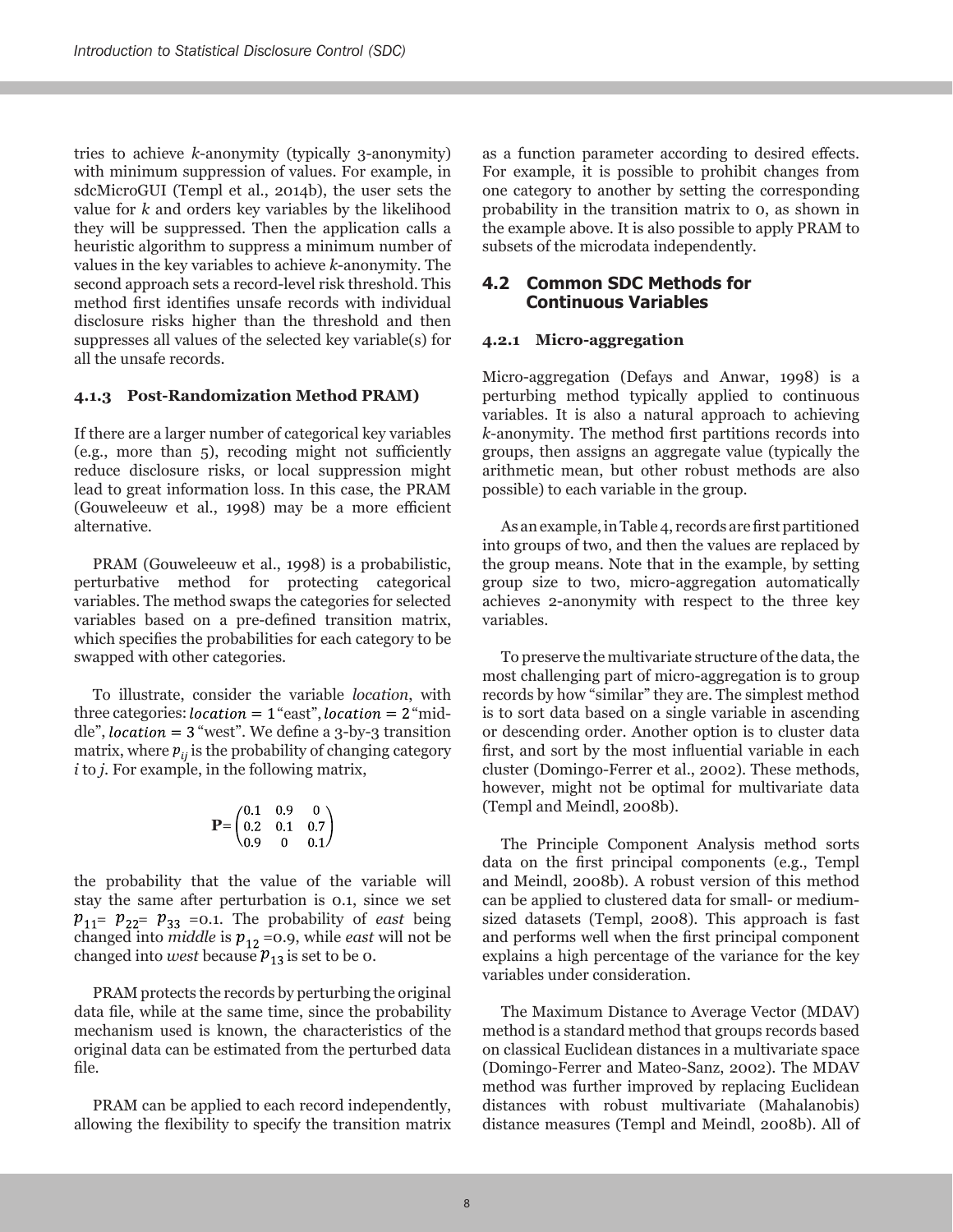tries to achieve *k*-anonymity (typically 3-anonymity) with minimum suppression of values. For example, in sdcMicroGUI (Templ et al., 2014b), the user sets the value for *k* and orders key variables by the likelihood they will be suppressed. Then the application calls a heuristic algorithm to suppress a minimum number of values in the key variables to achieve *k*-anonymity. The second approach sets a record-level risk threshold. This method first identifies unsafe records with individual disclosure risks higher than the threshold and then suppresses all values of the selected key variable(s) for all the unsafe records.

#### 4.1.3 Post-Randomization Method PRAM)

If there are a larger number of categorical key variables (e.g., more than 5), recoding might not sufficiently reduce disclosure risks, or local suppression might lead to great information loss. In this case, the PRAM (Gouweleeuw et al., 1998) may be a more efficient alternative.

PRAM (Gouweleeuw et al., 1998) is a probabilistic, perturbative method for protecting categorical variables. The method swaps the categories for selected variables based on a pre-defined transition matrix, which specifies the probabilities for each category to be swapped with other categories.

To illustrate, consider the variable *location*, with three categories: $location = 1$ "east", $location = 2$ "middle", $location = 3$ "west". We define a 3-by-3 transition matrix, where $p_{ij}$ is the probability of changing category *i* to *j*. For example, in the following matrix,

$$\mathbf{P}=\begin{pmatrix} 0.1 & 0.9 & 0 \\ 0.2 & 0.1 & 0.7 \\ 0.9 & 0 & 0.1 \end{pmatrix}$$

the probability that the value of the variable will stay the same after perturbation is 0.1, since we set $p_{11}= p_{22}= p_{33}$ =0.1. The probability of *east* being changed into *middle* is $p_{12}$ =0.9, while *east* will not be changed into *west* because $p_{13}$ is set to be 0.

PRAM protects the records by perturbing the original data file, while at the same time, since the probability mechanism used is known, the characteristics of the original data can be estimated from the perturbed data file.

PRAM can be applied to each record independently, allowing the flexibility to specify the transition matrix as a function parameter according to desired effects. For example, it is possible to prohibit changes from one category to another by setting the corresponding probability in the transition matrix to 0, as shown in the example above. It is also possible to apply PRAM to subsets of the microdata independently.

### 4.2 Common SDC Methods for Continuous Variables

#### 4.2.1 Micro-aggregation

Micro-aggregation (Defays and Anwar, 1998) is a perturbing method typically applied to continuous variables. It is also a natural approach to achieving *k*-anonymity. The method first partitions records into groups, then assigns an aggregate value (typically the arithmetic mean, but other robust methods are also possible) to each variable in the group.

As an example, in Table 4, records are first partitioned into groups of two, and then the values are replaced by the group means. Note that in the example, by setting group size to two, micro-aggregation automatically achieves 2-anonymity with respect to the three key variables.

To preserve the multivariate structure of the data, the most challenging part of micro-aggregation is to group records by how "similar" they are. The simplest method is to sort data based on a single variable in ascending or descending order. Another option is to cluster data first, and sort by the most influential variable in each cluster (Domingo-Ferrer et al., 2002). These methods, however, might not be optimal for multivariate data (Templ and Meindl, 2008b).

The Principle Component Analysis method sorts data on the first principal components (e.g., Templ and Meindl, 2008b). A robust version of this method can be applied to clustered data for small- or medium-sized datasets (Templ, 2008). This approach is fast and performs well when the first principal component explains a high percentage of the variance for the key variables under consideration.

The Maximum Distance to Average Vector (MDAV) method is a standard method that groups records based on classical Euclidean distances in a multivariate space (Domingo-Ferrer and Mateo-Sanz, 2002). The MDAV method was further improved by replacing Euclidean distances with robust multivariate (Mahalanobis) distance measures (Templ and Meindl, 2008b). All of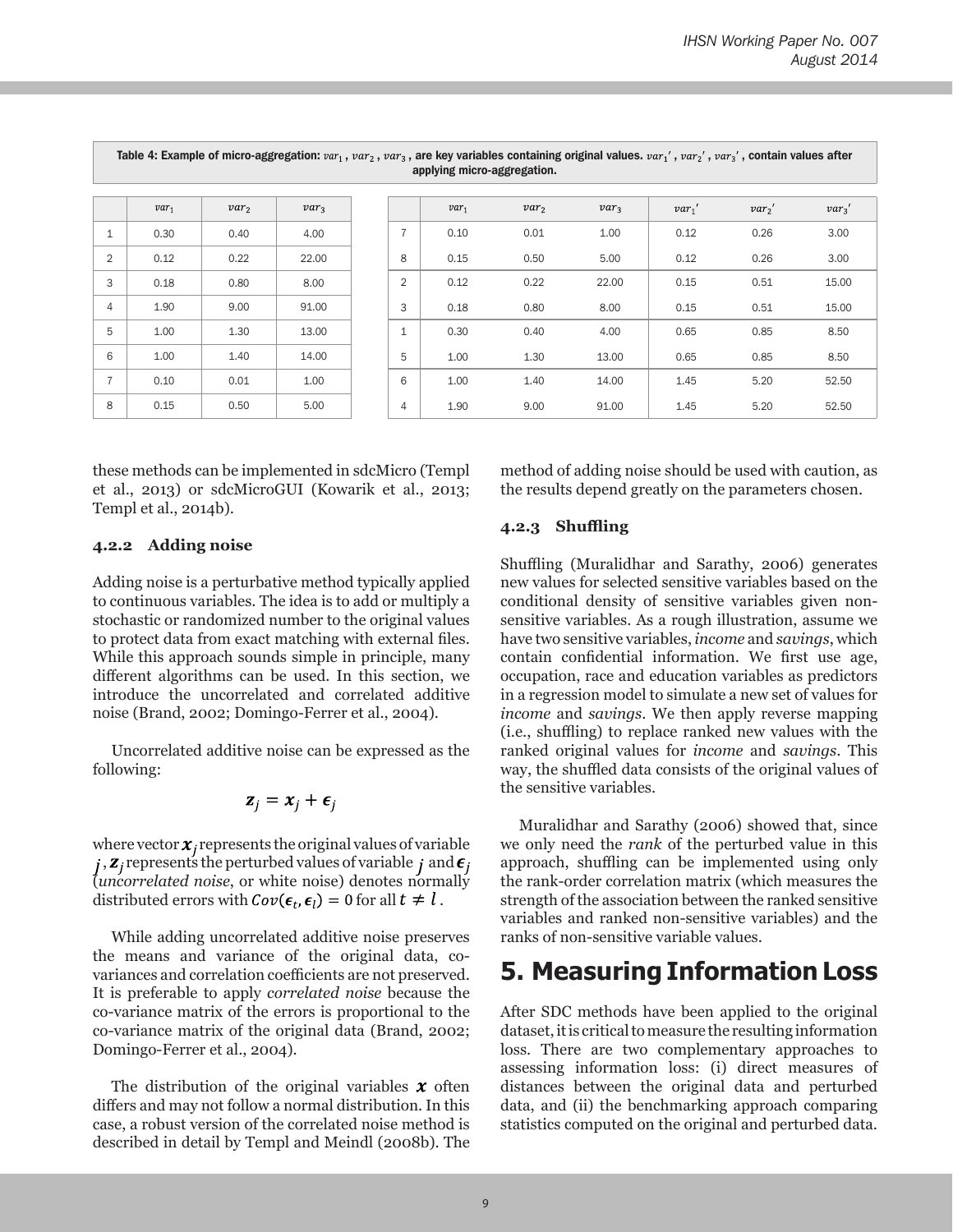Table 4: Example of micro-aggregation: $var_1$, $var_2$, $var_3$, are key variables containing original values. $var_1'$, $var_2'$, $var_3'$, contain values after applying micro-aggregation.

| | $var_1$ | $var_2$ | $var_3$ |
|---|---|---|---|
| 1 | 0.30 | 0.40 | 4.00 |
| 2 | 0.12 | 0.22 | 22.00 |
| 3 | 0.18 | 0.80 | 8.00 |
| 4 | 1.90 | 9.00 | 91.00 |
| 5 | 1.00 | 1.30 | 13.00 |
| 6 | 1.00 | 1.40 | 14.00 |
| 7 | 0.10 | 0.01 | 1.00 |
| 8 | 0.15 | 0.50 | 5.00 |

| | $var_1$ | $var_2$ | $var_3$ | $var_1'$ | $var_2'$ | $var_3'$ |
|---|---|---|---|---|---|---|
| 7 | 0.10 | 0.01 | 1.00 | 0.12 | 0.26 | 3.00 |
| 8 | 0.15 | 0.50 | 5.00 | 0.12 | 0.26 | 3.00 |
| 2 | 0.12 | 0.22 | 22.00 | 0.15 | 0.51 | 15.00 |
| 3 | 0.18 | 0.80 | 8.00 | 0.15 | 0.51 | 15.00 |
| 1 | 0.30 | 0.40 | 4.00 | 0.65 | 0.85 | 8.50 |
| 5 | 1.00 | 1.30 | 13.00 | 0.65 | 0.85 | 8.50 |
| 6 | 1.00 | 1.40 | 14.00 | 1.45 | 5.20 | 52.50 |
| 4 | 1.90 | 9.00 | 91.00 | 1.45 | 5.20 | 52.50 |

these methods can be implemented in sdcMicro (Templ et al., 2013) or sdcMicroGUI (Kowarik et al., 2013; Templ et al., 2014b).

#### 4.2.2 Adding noise

Adding noise is a perturbative method typically applied to continuous variables. The idea is to add or multiply a stochastic or randomized number to the original values to protect data from exact matching with external files. While this approach sounds simple in principle, many different algorithms can be used. In this section, we introduce the uncorrelated and correlated additive noise (Brand, 2002; Domingo-Ferrer et al., 2004).

Uncorrelated additive noise can be expressed as the following:

$$\boldsymbol{z}_j = \boldsymbol{x}_j + \boldsymbol{\epsilon}_j$$

where vector $\boldsymbol{x}_j$ represents the original values of variable $j$, $\boldsymbol{z}_j$ represents the perturbed values of variable $j$ and $\boldsymbol{\epsilon}_j$ (*uncorrelated noise*, or white noise) denotes normally distributed errors with $Cov(\epsilon_t, \epsilon_l) = 0$ for all $t \neq l$.

While adding uncorrelated additive noise preserves the means and variance of the original data, co-variances and correlation coefficients are not preserved. It is preferable to apply *correlated noise* because the co-variance matrix of the errors is proportional to the co-variance matrix of the original data (Brand, 2002; Domingo-Ferrer et al., 2004).

The distribution of the original variables $\boldsymbol{x}$ often differs and may not follow a normal distribution. In this case, a robust version of the correlated noise method is described in detail by Templ and Meindl (2008b). The method of adding noise should be used with caution, as the results depend greatly on the parameters chosen.

#### 4.2.3 Shuffling

Shuffling (Muralidhar and Sarathy, 2006) generates new values for selected sensitive variables based on the conditional density of sensitive variables given non-sensitive variables. As a rough illustration, assume we have two sensitive variables, *income* and *savings*, which contain confidential information. We first use age, occupation, race and education variables as predictors in a regression model to simulate a new set of values for *income* and *savings*. We then apply reverse mapping (i.e., shuffling) to replace ranked new values with the ranked original values for *income* and *savings*. This way, the shuffled data consists of the original values of the sensitive variables.

Muralidhar and Sarathy (2006) showed that, since we only need the *rank* of the perturbed value in this approach, shuffling can be implemented using only the rank-order correlation matrix (which measures the strength of the association between the ranked sensitive variables and ranked non-sensitive variables) and the ranks of non-sensitive variable values.

# 5. Measuring Information Loss

After SDC methods have been applied to the original dataset, it is critical to measure the resulting information loss. There are two complementary approaches to assessing information loss: (i) direct measures of distances between the original data and perturbed data, and (ii) the benchmarking approach comparing statistics computed on the original and perturbed data.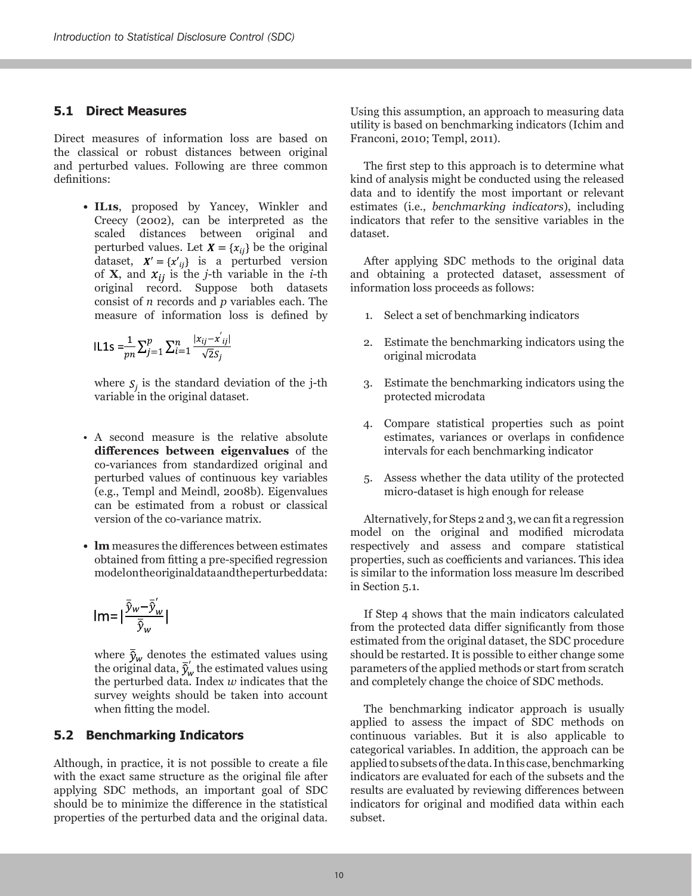## 5.1 Direct Measures

Direct measures of information loss are based on the classical or robust distances between original and perturbed values. Following are three common definitions:

- **IL1s**, proposed by Yancey, Winkler and Creecy (2002), can be interpreted as the scaled distances between original and perturbed values. Let $\boldsymbol{X} = \{x_{ij}\}$ be the original dataset, $\boldsymbol{X}' = \{x'_{ij}\}$ is a perturbed version of **X**, and $x_{ij}$ is the *j*-th variable in the *i*-th original record. Suppose both datasets consist of *n* records and *p* variables each. The measure of information loss is defined by

  $$\text{IL1s} = \frac{1}{pn}\sum_{j=1}^{p}\sum_{i=1}^{n}\frac{|x_{ij} - x'_{ij}|}{\sqrt{2}S_j}$$

  where $S_j$ is the standard deviation of the j-th variable in the original dataset.

- A second measure is the relative absolute **differences between eigenvalues** of the co-variances from standardized original and perturbed values of continuous key variables (e.g., Templ and Meindl, 2008b). Eigenvalues can be estimated from a robust or classical version of the co-variance matrix.

- **lm** measures the differences between estimates obtained from fitting a pre-specified regression model on the original data and the perturbed data:

  $$\text{lm} = \left|\frac{\bar{\hat{y}}_w - \bar{\hat{y}}'_w}{\bar{\hat{y}}_w}\right|$$

  where $\bar{\hat{y}}_w$ denotes the estimated values using the original data, $\bar{\hat{y}}'_w$ the estimated values using the perturbed data. Index *w* indicates that the survey weights should be taken into account when fitting the model.

## 5.2 Benchmarking Indicators

Although, in practice, it is not possible to create a file with the exact same structure as the original file after applying SDC methods, an important goal of SDC should be to minimize the difference in the statistical properties of the perturbed data and the original data. Using this assumption, an approach to measuring data utility is based on benchmarking indicators (Ichim and Franconi, 2010; Templ, 2011).

The first step to this approach is to determine what kind of analysis might be conducted using the released data and to identify the most important or relevant estimates (i.e., *benchmarking indicators*), including indicators that refer to the sensitive variables in the dataset.

After applying SDC methods to the original data and obtaining a protected dataset, assessment of information loss proceeds as follows:

1. Select a set of benchmarking indicators
2. Estimate the benchmarking indicators using the original microdata
3. Estimate the benchmarking indicators using the protected microdata
4. Compare statistical properties such as point estimates, variances or overlaps in confidence intervals for each benchmarking indicator
5. Assess whether the data utility of the protected micro-dataset is high enough for release

Alternatively, for Steps 2 and 3, we can fit a regression model on the original and modified microdata respectively and assess and compare statistical properties, such as coefficients and variances. This idea is similar to the information loss measure lm described in Section 5.1.

If Step 4 shows that the main indicators calculated from the protected data differ significantly from those estimated from the original dataset, the SDC procedure should be restarted. It is possible to either change some parameters of the applied methods or start from scratch and completely change the choice of SDC methods.

The benchmarking indicator approach is usually applied to assess the impact of SDC methods on continuous variables. But it is also applicable to categorical variables. In addition, the approach can be applied to subsets of the data. In this case, benchmarking indicators are evaluated for each of the subsets and the results are evaluated by reviewing differences between indicators for original and modified data within each subset.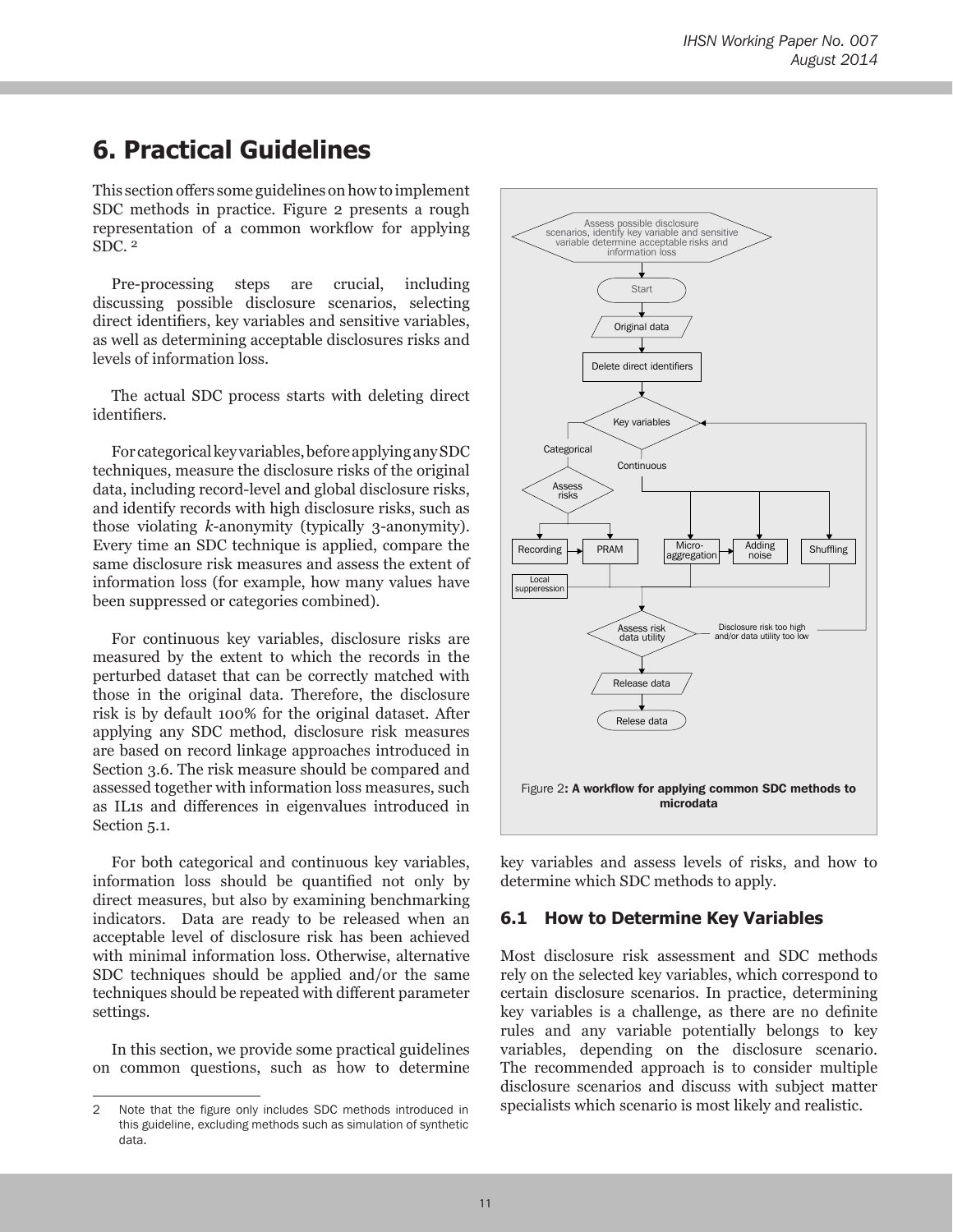# 6. Practical Guidelines

This section offers some guidelines on how to implement SDC methods in practice. Figure 2 presents a rough representation of a common workflow for applying SDC. [2]

Pre-processing steps are crucial, including discussing possible disclosure scenarios, selecting direct identifiers, key variables and sensitive variables, as well as determining acceptable disclosures risks and levels of information loss.

The actual SDC process starts with deleting direct identifiers.

For categorical key variables, before applying any SDC techniques, measure the disclosure risks of the original data, including record-level and global disclosure risks, and identify records with high disclosure risks, such as those violating *k*-anonymity (typically 3-anonymity). Every time an SDC technique is applied, compare the same disclosure risk measures and assess the extent of information loss (for example, how many values have been suppressed or categories combined).

For continuous key variables, disclosure risks are measured by the extent to which the records in the perturbed dataset that can be correctly matched with those in the original data. Therefore, the disclosure risk is by default 100% for the original dataset. After applying any SDC method, disclosure risk measures are based on record linkage approaches introduced in Section 3.6. The risk measure should be compared and assessed together with information loss measures, such as IL1s and differences in eigenvalues introduced in Section 5.1.

For both categorical and continuous key variables, information loss should be quantified not only by direct measures, but also by examining benchmarking indicators. Data are ready to be released when an acceptable level of disclosure risk has been achieved with minimal information loss. Otherwise, alternative SDC techniques should be applied and/or the same techniques should be repeated with different parameter settings.

In this section, we provide some practical guidelines on common questions, such as how to determine key variables and assess levels of risks, and how to determine which SDC methods to apply.

Assess possible disclosure scenarios, identify key variable and sensitive variable determine acceptable risks and information loss

Start

Original data

Delete direct identifiers

Key variables

Categorical

Continuous

Assess risks

Recording

PRAM

Local supperession

Micro-aggregation

Adding noise

Shuffling

Assess risk data utility

Disclosure risk too high and/or data utility too low

Release data

Relese data

Figure 2: **A workflow for applying common SDC methods to microdata**

## 6.1 How to Determine Key Variables

Most disclosure risk assessment and SDC methods rely on the selected key variables, which correspond to certain disclosure scenarios. In practice, determining key variables is a challenge, as there are no definite rules and any variable potentially belongs to key variables, depending on the disclosure scenario. The recommended approach is to consider multiple disclosure scenarios and discuss with subject matter specialists which scenario is most likely and realistic.

2 Note that the figure only includes SDC methods introduced in this guideline, excluding methods such as simulation of synthetic data.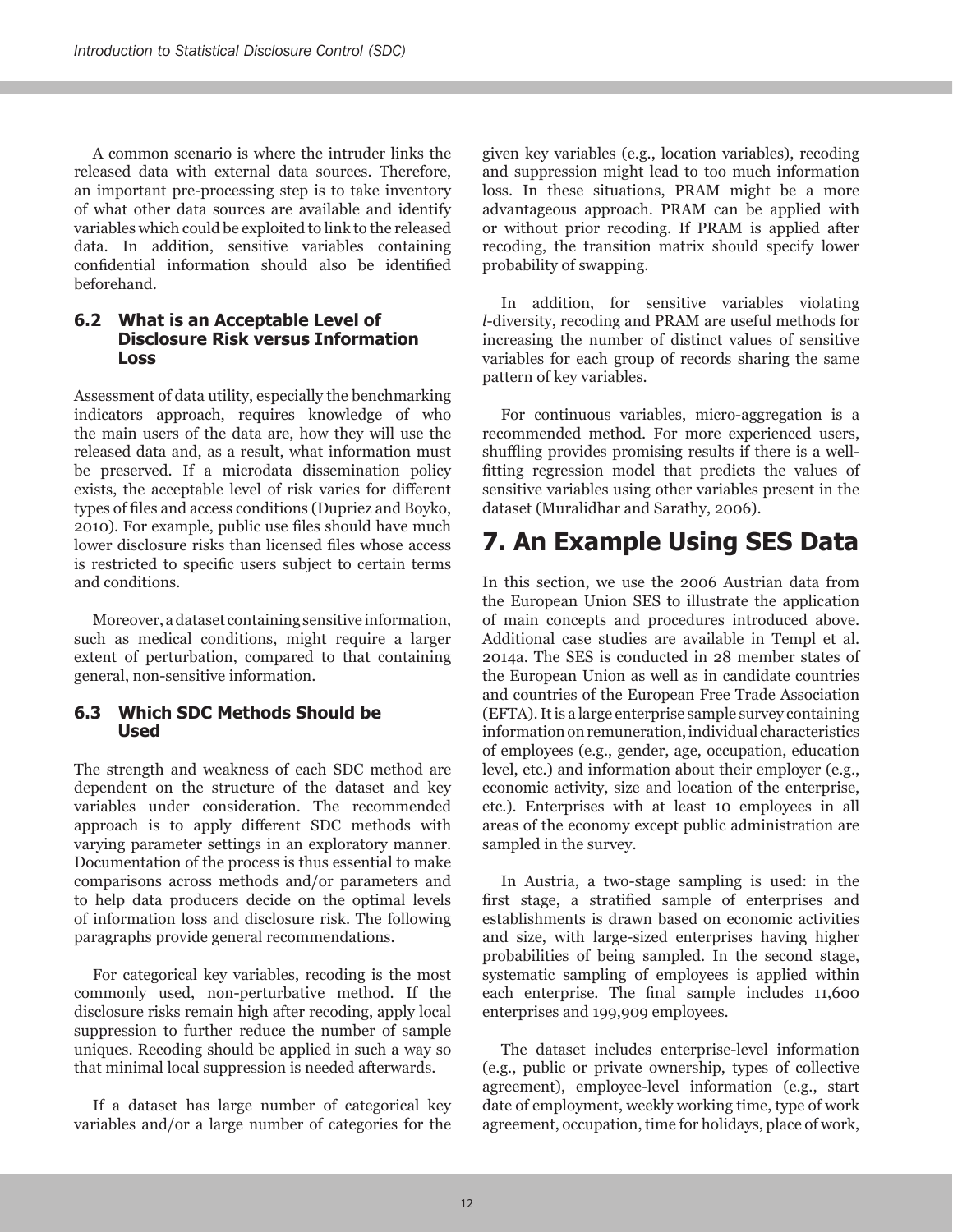A common scenario is where the intruder links the released data with external data sources. Therefore, an important pre-processing step is to take inventory of what other data sources are available and identify variables which could be exploited to link to the released data. In addition, sensitive variables containing confidential information should also be identified beforehand.

### 6.2 What is an Acceptable Level of Disclosure Risk versus Information Loss

Assessment of data utility, especially the benchmarking indicators approach, requires knowledge of who the main users of the data are, how they will use the released data and, as a result, what information must be preserved. If a microdata dissemination policy exists, the acceptable level of risk varies for different types of files and access conditions (Dupriez and Boyko, 2010). For example, public use files should have much lower disclosure risks than licensed files whose access is restricted to specific users subject to certain terms and conditions.

Moreover, a dataset containing sensitive information, such as medical conditions, might require a larger extent of perturbation, compared to that containing general, non-sensitive information.

### 6.3 Which SDC Methods Should be Used

The strength and weakness of each SDC method are dependent on the structure of the dataset and key variables under consideration. The recommended approach is to apply different SDC methods with varying parameter settings in an exploratory manner. Documentation of the process is thus essential to make comparisons across methods and/or parameters and to help data producers decide on the optimal levels of information loss and disclosure risk. The following paragraphs provide general recommendations.

For categorical key variables, recoding is the most commonly used, non-perturbative method. If the disclosure risks remain high after recoding, apply local suppression to further reduce the number of sample uniques. Recoding should be applied in such a way so that minimal local suppression is needed afterwards.

If a dataset has large number of categorical key variables and/or a large number of categories for the given key variables (e.g., location variables), recoding and suppression might lead to too much information loss. In these situations, PRAM might be a more advantageous approach. PRAM can be applied with or without prior recoding. If PRAM is applied after recoding, the transition matrix should specify lower probability of swapping.

In addition, for sensitive variables violating *l*-diversity, recoding and PRAM are useful methods for increasing the number of distinct values of sensitive variables for each group of records sharing the same pattern of key variables.

For continuous variables, micro-aggregation is a recommended method. For more experienced users, shuffling provides promising results if there is a well-fitting regression model that predicts the values of sensitive variables using other variables present in the dataset (Muralidhar and Sarathy, 2006).

# 7. An Example Using SES Data

In this section, we use the 2006 Austrian data from the European Union SES to illustrate the application of main concepts and procedures introduced above. Additional case studies are available in Templ et al. 2014a. The SES is conducted in 28 member states of the European Union as well as in candidate countries and countries of the European Free Trade Association (EFTA). It is a large enterprise sample survey containing information on remuneration, individual characteristics of employees (e.g., gender, age, occupation, education level, etc.) and information about their employer (e.g., economic activity, size and location of the enterprise, etc.). Enterprises with at least 10 employees in all areas of the economy except public administration are sampled in the survey.

In Austria, a two-stage sampling is used: in the first stage, a stratified sample of enterprises and establishments is drawn based on economic activities and size, with large-sized enterprises having higher probabilities of being sampled. In the second stage, systematic sampling of employees is applied within each enterprise. The final sample includes 11,600 enterprises and 199,909 employees.

The dataset includes enterprise-level information (e.g., public or private ownership, types of collective agreement), employee-level information (e.g., start date of employment, weekly working time, type of work agreement, occupation, time for holidays, place of work,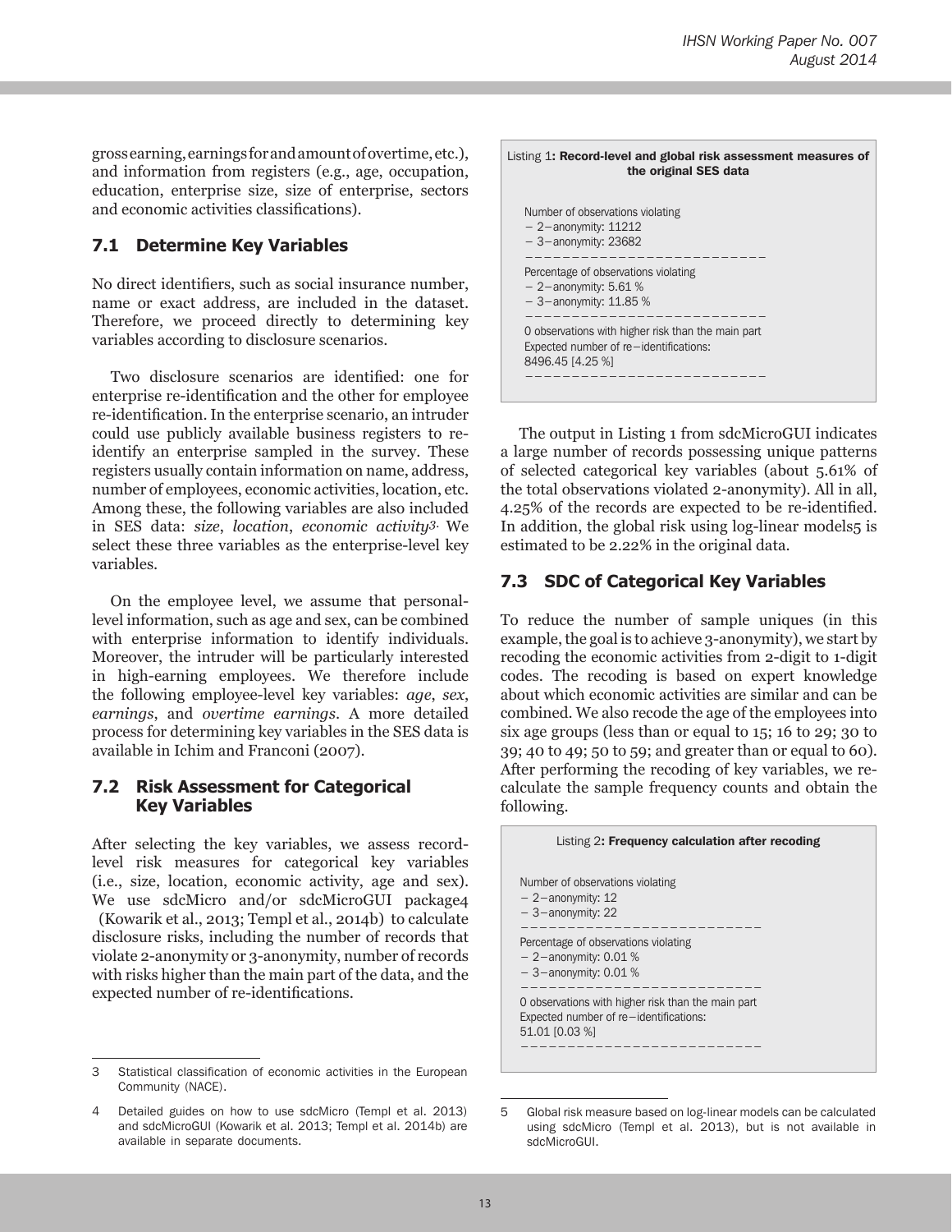gross earning, earnings for and amount of overtime, etc.), and information from registers (e.g., age, occupation, education, enterprise size, size of enterprise, sectors and economic activities classifications).

## 7.1 Determine Key Variables

No direct identifiers, such as social insurance number, name or exact address, are included in the dataset. Therefore, we proceed directly to determining key variables according to disclosure scenarios.

Two disclosure scenarios are identified: one for enterprise re-identification and the other for employee re-identification. In the enterprise scenario, an intruder could use publicly available business registers to re-identify an enterprise sampled in the survey. These registers usually contain information on name, address, number of employees, economic activities, location, etc. Among these, the following variables are also included in SES data: *size*, *location*, *economic activity*[3]. We select these three variables as the enterprise-level key variables.

On the employee level, we assume that personal-level information, such as age and sex, can be combined with enterprise information to identify individuals. Moreover, the intruder will be particularly interested in high-earning employees. We therefore include the following employee-level key variables: *age*, *sex*, *earnings*, and *overtime earnings*. A more detailed process for determining key variables in the SES data is available in Ichim and Franconi (2007).

## 7.2 Risk Assessment for Categorical Key Variables

After selecting the key variables, we assess record-level risk measures for categorical key variables (i.e., size, location, economic activity, age and sex). We use sdcMicro and/or sdcMicroGUI package[4] (Kowarik et al., 2013; Templ et al., 2014b) to calculate disclosure risks, including the number of records that violate 2-anonymity or 3-anonymity, number of records with risks higher than the main part of the data, and the expected number of re-identifications.

Listing 1: **Record-level and global risk assessment measures of the original SES data**

```
Number of observations violating
– 2–anonymity: 11212
– 3–anonymity: 23682
--------------------------
Percentage of observations violating
– 2–anonymity: 5.61 %
– 3–anonymity: 11.85 %
--------------------------
0 observations with higher risk than the main part
Expected number of re–identifications:
8496.45 [4.25 %]
--------------------------
```

The output in Listing 1 from sdcMicroGUI indicates a large number of records possessing unique patterns of selected categorical key variables (about 5.61% of the total observations violated 2-anonymity). All in all, 4.25% of the records are expected to be re-identified. In addition, the global risk using log-linear models[5] is estimated to be 2.22% in the original data.

## 7.3 SDC of Categorical Key Variables

To reduce the number of sample uniques (in this example, the goal is to achieve 3-anonymity), we start by recoding the economic activities from 2-digit to 1-digit codes. The recoding is based on expert knowledge about which economic activities are similar and can be combined. We also recode the age of the employees into six age groups (less than or equal to 15; 16 to 29; 30 to 39; 40 to 49; 50 to 59; and greater than or equal to 60). After performing the recoding of key variables, we re-calculate the sample frequency counts and obtain the following.

Listing 2: **Frequency calculation after recoding**

```
Number of observations violating
– 2–anonymity: 12
– 3–anonymity: 22
--------------------------
Percentage of observations violating
– 2–anonymity: 0.01 %
– 3–anonymity: 0.01 %
--------------------------
0 observations with higher risk than the main part
Expected number of re–identifications:
51.01 [0.03 %]
--------------------------
```

---

3 Statistical classification of economic activities in the European Community (NACE).

4 Detailed guides on how to use sdcMicro (Templ et al. 2013) and sdcMicroGUI (Kowarik et al. 2013; Templ et al. 2014b) are available in separate documents.

5 Global risk measure based on log-linear models can be calculated using sdcMicro (Templ et al. 2013), but is not available in sdcMicroGUI.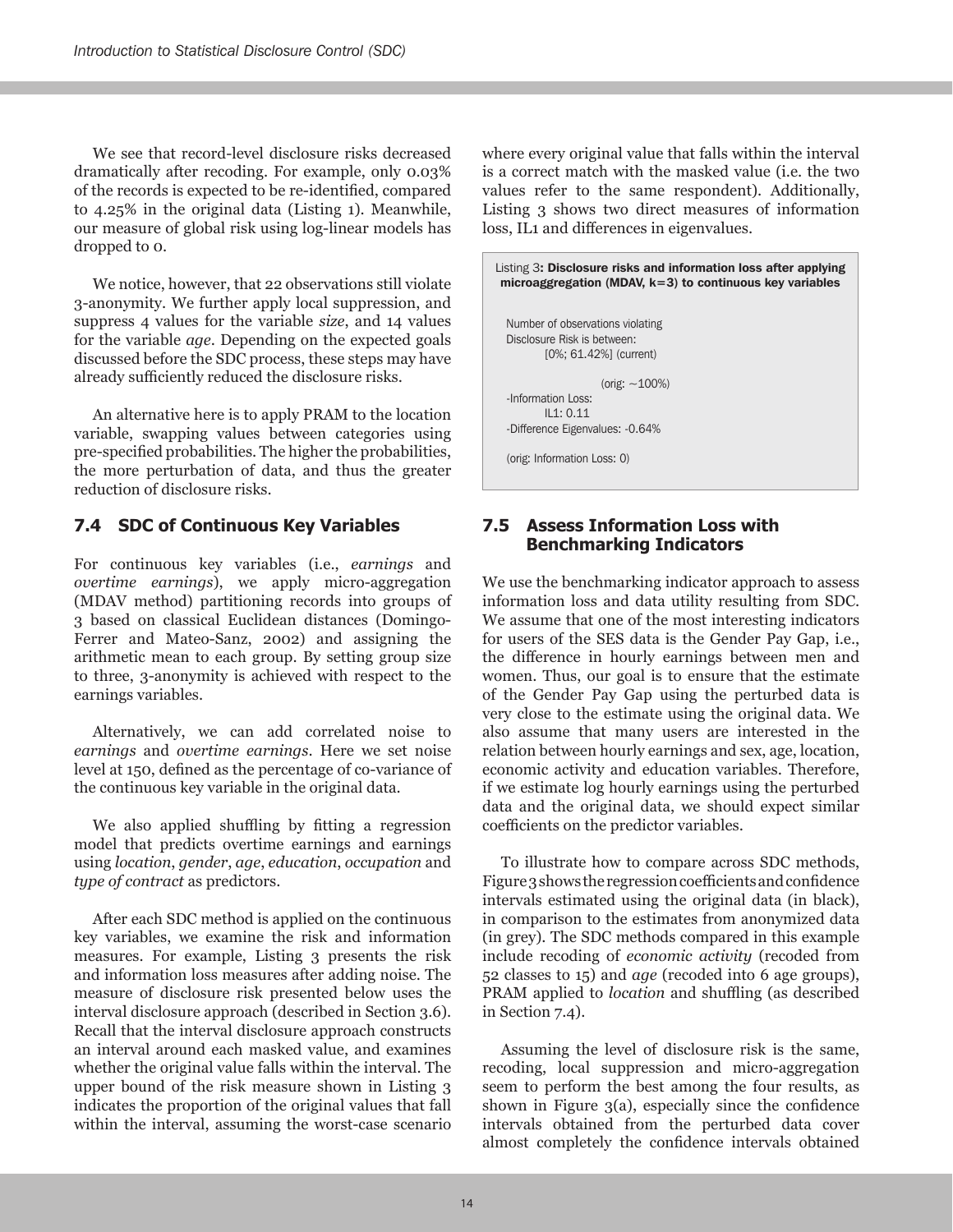We see that record-level disclosure risks decreased dramatically after recoding. For example, only 0.03% of the records is expected to be re-identified, compared to 4.25% in the original data (Listing 1). Meanwhile, our measure of global risk using log-linear models has dropped to 0.

We notice, however, that 22 observations still violate 3-anonymity. We further apply local suppression, and suppress 4 values for the variable *size*, and 14 values for the variable *age*. Depending on the expected goals discussed before the SDC process, these steps may have already sufficiently reduced the disclosure risks.

An alternative here is to apply PRAM to the location variable, swapping values between categories using pre-specified probabilities. The higher the probabilities, the more perturbation of data, and thus the greater reduction of disclosure risks.

## 7.4 SDC of Continuous Key Variables

For continuous key variables (i.e., *earnings* and *overtime earnings*), we apply micro-aggregation (MDAV method) partitioning records into groups of 3 based on classical Euclidean distances (Domingo-Ferrer and Mateo-Sanz, 2002) and assigning the arithmetic mean to each group. By setting group size to three, 3-anonymity is achieved with respect to the earnings variables.

Alternatively, we can add correlated noise to *earnings* and *overtime earnings*. Here we set noise level at 150, defined as the percentage of co-variance of the continuous key variable in the original data.

We also applied shuffling by fitting a regression model that predicts overtime earnings and earnings using *location*, *gender*, *age*, *education*, *occupation* and *type of contract* as predictors.

After each SDC method is applied on the continuous key variables, we examine the risk and information measures. For example, Listing 3 presents the risk and information loss measures after adding noise. The measure of disclosure risk presented below uses the interval disclosure approach (described in Section 3.6). Recall that the interval disclosure approach constructs an interval around each masked value, and examines whether the original value falls within the interval. The upper bound of the risk measure shown in Listing 3 indicates the proportion of the original values that fall within the interval, assuming the worst-case scenario where every original value that falls within the interval is a correct match with the masked value (i.e. the two values refer to the same respondent). Additionally, Listing 3 shows two direct measures of information loss, IL1 and differences in eigenvalues.

Listing 3: **Disclosure risks and information loss after applying microaggregation (MDAV, k=3) to continuous key variables**

```
Number of observations violating
Disclosure Risk is between:
    [0%; 61.42%] (current)

              (orig: ~100%)
-Information Loss:
    IL1: 0.11
-Difference Eigenvalues: -0.64%

(orig: Information Loss: 0)
```

## 7.5 Assess Information Loss with Benchmarking Indicators

We use the benchmarking indicator approach to assess information loss and data utility resulting from SDC. We assume that one of the most interesting indicators for users of the SES data is the Gender Pay Gap, i.e., the difference in hourly earnings between men and women. Thus, our goal is to ensure that the estimate of the Gender Pay Gap using the perturbed data is very close to the estimate using the original data. We also assume that many users are interested in the relation between hourly earnings and sex, age, location, economic activity and education variables. Therefore, if we estimate log hourly earnings using the perturbed data and the original data, we should expect similar coefficients on the predictor variables.

To illustrate how to compare across SDC methods, Figure 3 shows the regression coefficients and confidence intervals estimated using the original data (in black), in comparison to the estimates from anonymized data (in grey). The SDC methods compared in this example include recoding of *economic activity* (recoded from 52 classes to 15) and *age* (recoded into 6 age groups), PRAM applied to *location* and shuffling (as described in Section 7.4).

Assuming the level of disclosure risk is the same, recoding, local suppression and micro-aggregation seem to perform the best among the four results, as shown in Figure 3(a), especially since the confidence intervals obtained from the perturbed data cover almost completely the confidence intervals obtained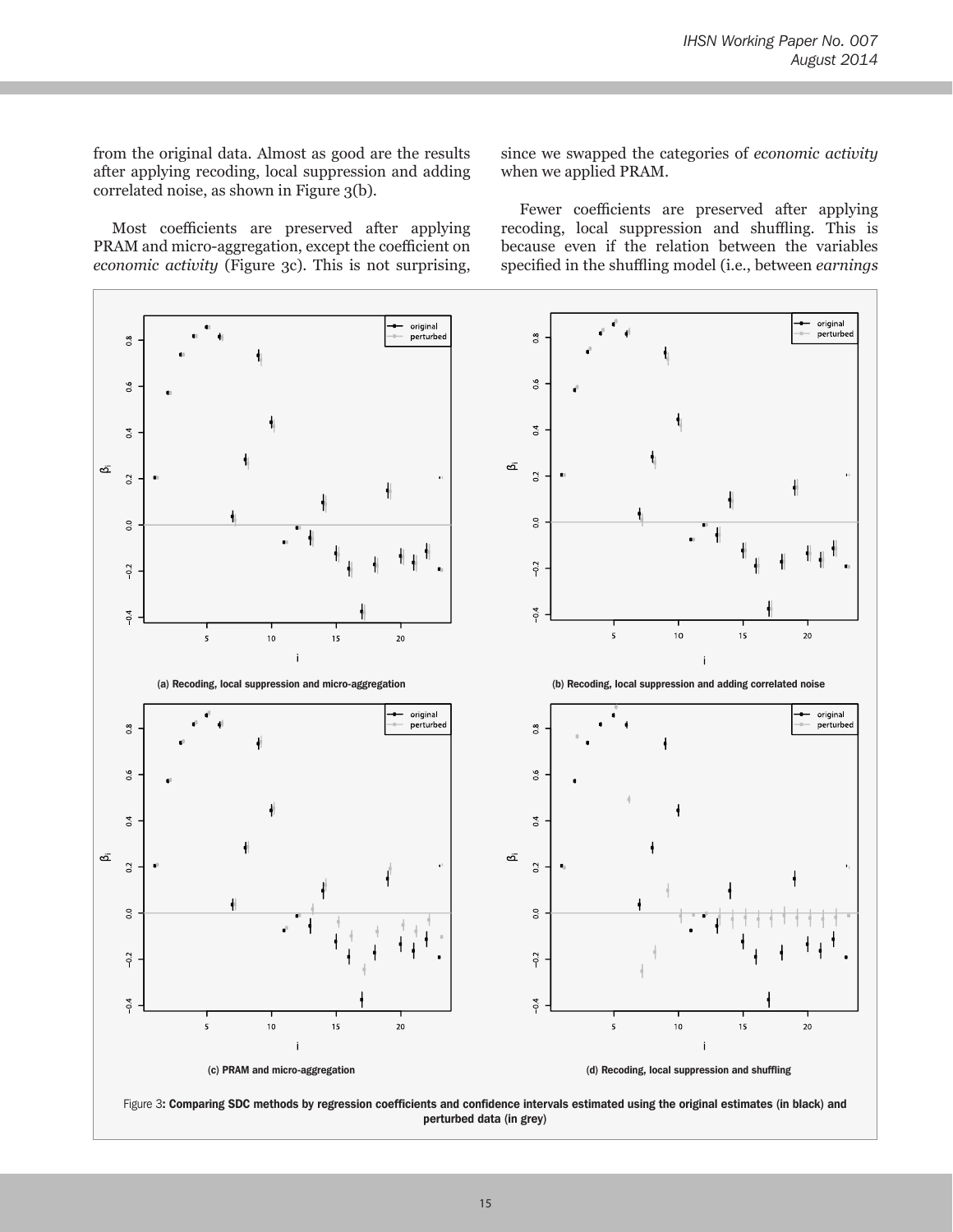from the original data. Almost as good are the results after applying recoding, local suppression and adding correlated noise, as shown in Figure 3(b).

Most coefficients are preserved after applying PRAM and micro-aggregation, except the coefficient on *economic activity* (Figure 3c). This is not surprising, since we swapped the categories of *economic activity* when we applied PRAM.

Fewer coefficients are preserved after applying recoding, local suppression and shuffling. This is because even if the relation between the variables specified in the shuffling model (i.e., between *earnings*

(a) Recoding, local suppression and micro-aggregation

(b) Recoding, local suppression and adding correlated noise

(c) PRAM and micro-aggregation

(d) Recoding, local suppression and shuffling

Figure 3**: Comparing SDC methods by regression coefficients and confidence intervals estimated using the original estimates (in black) and perturbed data (in grey)**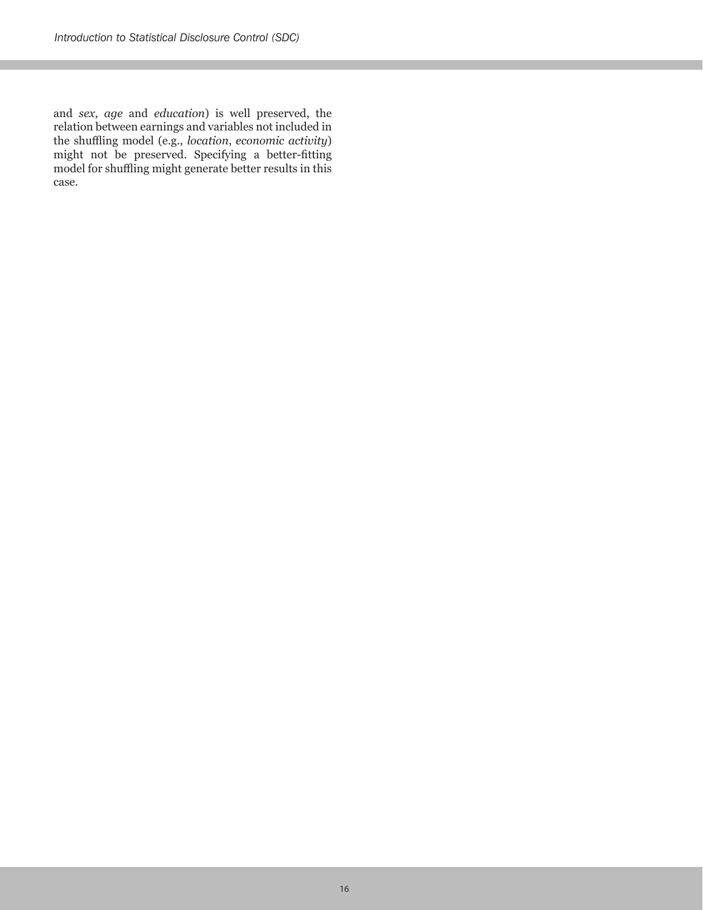and *sex*, *age* and *education*) is well preserved, the relation between earnings and variables not included in the shuffling model (e.g., *location*, *economic activity*) might not be preserved. Specifying a better-fitting model for shuffling might generate better results in this case.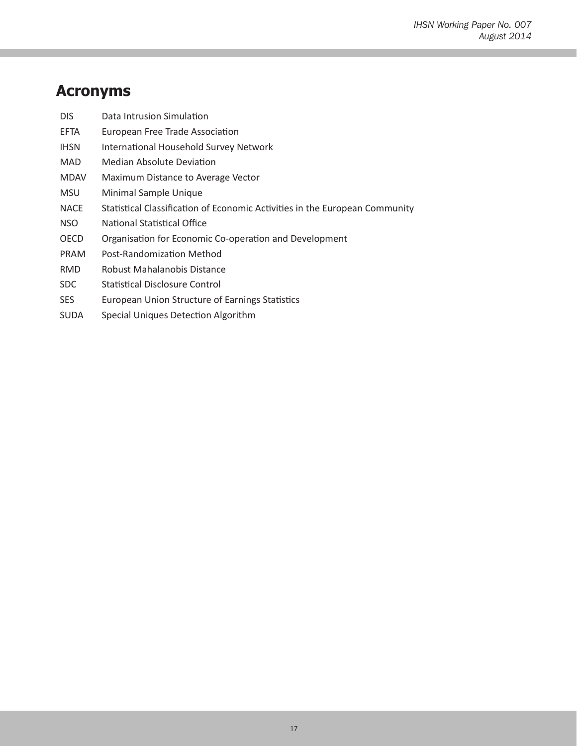## Acronyms

| | |
|---|---|
| DIS | Data Intrusion Simulation |
| EFTA | European Free Trade Association |
| IHSN | International Household Survey Network |
| MAD | Median Absolute Deviation |
| MDAV | Maximum Distance to Average Vector |
| MSU | Minimal Sample Unique |
| NACE | Statistical Classification of Economic Activities in the European Community |
| NSO | National Statistical Office |
| OECD | Organisation for Economic Co-operation and Development |
| PRAM | Post-Randomization Method |
| RMD | Robust Mahalanobis Distance |
| SDC | Statistical Disclosure Control |
| SES | European Union Structure of Earnings Statistics |
| SUDA | Special Uniques Detection Algorithm |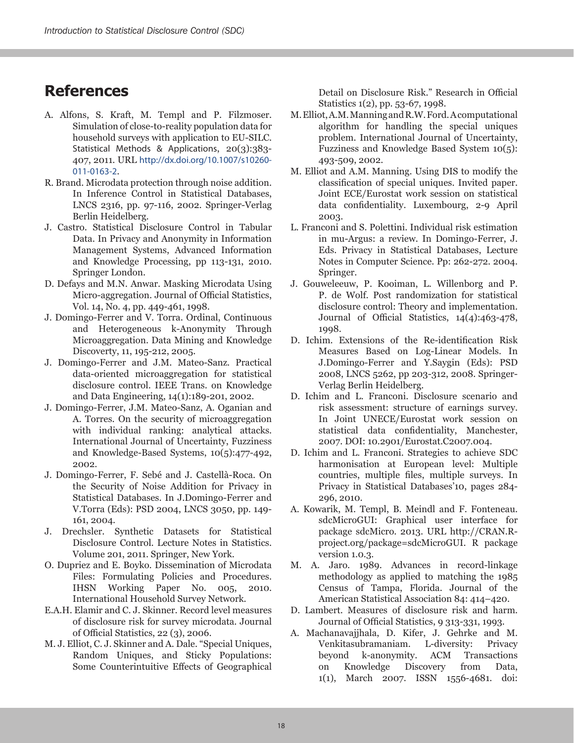# References

A. Alfons, S. Kraft, M. Templ and P. Filzmoser. Simulation of close-to-reality population data for household surveys with application to EU-SILC. Statistical Methods & Applications, 20(3):383-407, 2011. URL http://dx.doi.org/10.1007/s10260-011-0163-2.

R. Brand. Microdata protection through noise addition. In Inference Control in Statistical Databases, LNCS 2316, pp. 97-116, 2002. Springer-Verlag Berlin Heidelberg.

J. Castro. Statistical Disclosure Control in Tabular Data. In Privacy and Anonymity in Information Management Systems, Advanced Information and Knowledge Processing, pp 113-131, 2010. Springer London.

D. Defays and M.N. Anwar. Masking Microdata Using Micro-aggregation. Journal of Official Statistics, Vol. 14, No. 4, pp. 449-461, 1998.

J. Domingo-Ferrer and V. Torra. Ordinal, Continuous and Heterogeneous k-Anonymity Through Microaggregation. Data Mining and Knowledge Discoverty, 11, 195-212, 2005.

J. Domingo-Ferrer and J.M. Mateo-Sanz. Practical data-oriented microaggregation for statistical disclosure control. IEEE Trans. on Knowledge and Data Engineering, 14(1):189-201, 2002.

J. Domingo-Ferrer, J.M. Mateo-Sanz, A. Oganian and A. Torres. On the security of microaggregation with individual ranking: analytical attacks. International Journal of Uncertainty, Fuzziness and Knowledge-Based Systems, 10(5):477-492, 2002.

J. Domingo-Ferrer, F. Sebé and J. Castellà-Roca. On the Security of Noise Addition for Privacy in Statistical Databases. In J.Domingo-Ferrer and V.Torra (Eds): PSD 2004, LNCS 3050, pp. 149-161, 2004.

J. Drechsler. Synthetic Datasets for Statistical Disclosure Control. Lecture Notes in Statistics. Volume 201, 2011. Springer, New York.

O. Dupriez and E. Boyko. Dissemination of Microdata Files: Formulating Policies and Procedures. IHSN Working Paper No. 005, 2010. International Household Survey Network.

E.A.H. Elamir and C. J. Skinner. Record level measures of disclosure risk for survey microdata. Journal of Official Statistics, 22 (3), 2006.

M. J. Elliot, C. J. Skinner and A. Dale. "Special Uniques, Random Uniques, and Sticky Populations: Some Counterintuitive Effects of Geographical Detail on Disclosure Risk." Research in Official Statistics 1(2), pp. 53-67, 1998.

M. Elliot, A.M. Manning and R.W. Ford. A computational algorithm for handling the special uniques problem. International Journal of Uncertainty, Fuzziness and Knowledge Based System 10(5): 493-509, 2002.

M. Elliot and A.M. Manning. Using DIS to modify the classification of special uniques. Invited paper. Joint ECE/Eurostat work session on statistical data confidentiality. Luxembourg, 2-9 April 2003.

L. Franconi and S. Polettini. Individual risk estimation in mu-Argus: a review. In Domingo-Ferrer, J. Eds. Privacy in Statistical Databases, Lecture Notes in Computer Science. Pp: 262-272. 2004. Springer.

J. Gouweleeuw, P. Kooiman, L. Willenborg and P. P. de Wolf. Post randomization for statistical disclosure control: Theory and implementation. Journal of Official Statistics, 14(4):463-478, 1998.

D. Ichim. Extensions of the Re-identification Risk Measures Based on Log-Linear Models. In J.Domingo-Ferrer and Y.Saygin (Eds): PSD 2008, LNCS 5262, pp 203-312, 2008. Springer-Verlag Berlin Heidelberg.

D. Ichim and L. Franconi. Disclosure scenario and risk assessment: structure of earnings survey. In Joint UNECE/Eurostat work session on statistical data confidentiality, Manchester, 2007. DOI: 10.2901/Eurostat.C2007.004.

D. Ichim and L. Franconi. Strategies to achieve SDC harmonisation at European level: Multiple countries, multiple files, multiple surveys. In Privacy in Statistical Databases'10, pages 284-296, 2010.

A. Kowarik, M. Templ, B. Meindl and F. Fonteneau. sdcMicroGUI: Graphical user interface for package sdcMicro. 2013. URL http://CRAN.R-project.org/package=sdcMicroGUI. R package version 1.0.3.

M. A. Jaro. 1989. Advances in record-linkage methodology as applied to matching the 1985 Census of Tampa, Florida. Journal of the American Statistical Association 84: 414–420.

D. Lambert. Measures of disclosure risk and harm. Journal of Official Statistics, 9 313-331, 1993.

A. Machanavajjhala, D. Kifer, J. Gehrke and M. Venkitasubramaniam. L-diversity: Privacy beyond k-anonymity. ACM Transactions on Knowledge Discovery from Data, 1(1), March 2007. ISSN 1556-4681. doi: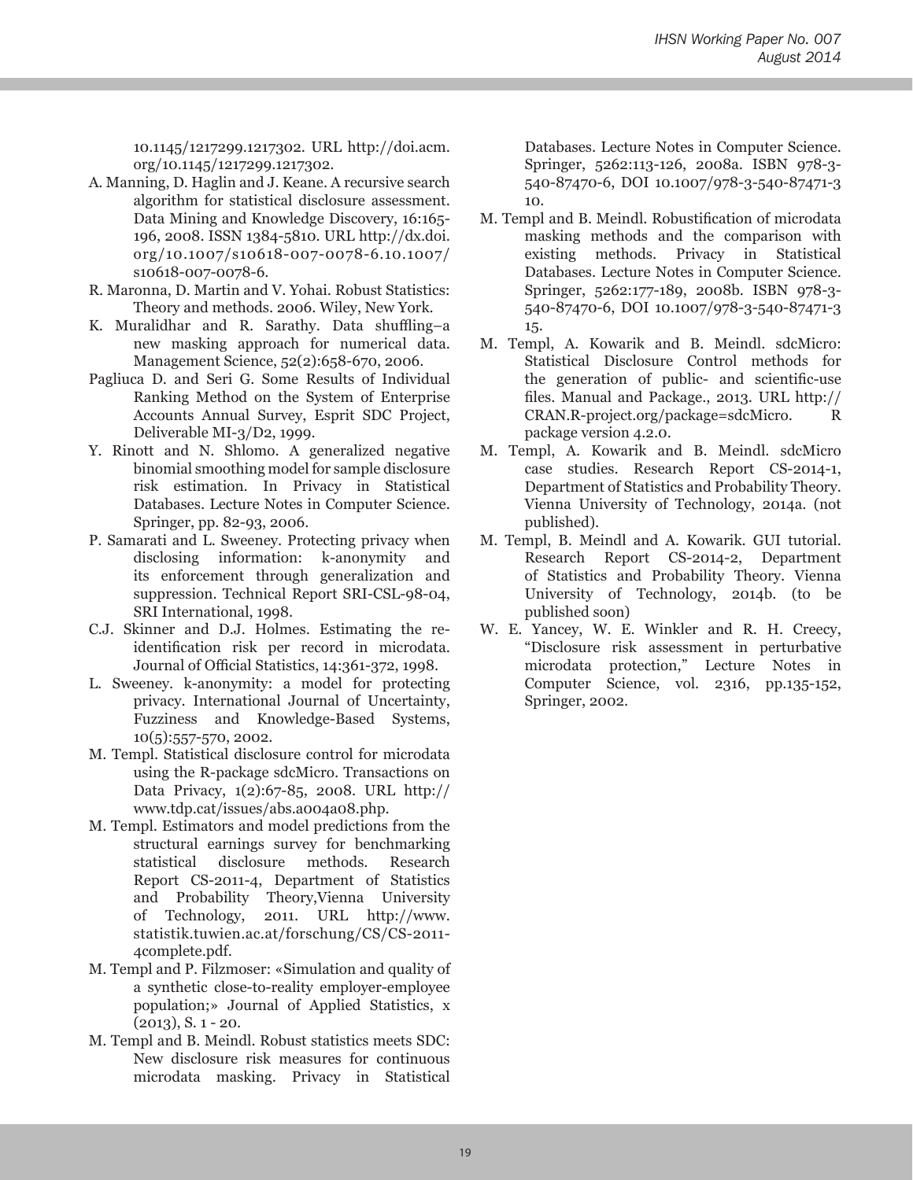10.1145/1217299.1217302. URL http://doi.acm.org/10.1145/1217299.1217302.

A. Manning, D. Haglin and J. Keane. A recursive search algorithm for statistical disclosure assessment. Data Mining and Knowledge Discovery, 16:165-196, 2008. ISSN 1384-5810. URL http://dx.doi.org/10.1007/s10618-007-0078-6.10.1007/s10618-007-0078-6.

R. Maronna, D. Martin and V. Yohai. Robust Statistics: Theory and methods. 2006. Wiley, New York.

K. Muralidhar and R. Sarathy. Data shuffling–a new masking approach for numerical data. Management Science, 52(2):658-670, 2006.

Pagliuca D. and Seri G. Some Results of Individual Ranking Method on the System of Enterprise Accounts Annual Survey, Esprit SDC Project, Deliverable MI-3/D2, 1999.

Y. Rinott and N. Shlomo. A generalized negative binomial smoothing model for sample disclosure risk estimation. In Privacy in Statistical Databases. Lecture Notes in Computer Science. Springer, pp. 82-93, 2006.

P. Samarati and L. Sweeney. Protecting privacy when disclosing information: k-anonymity and its enforcement through generalization and suppression. Technical Report SRI-CSL-98-04, SRI International, 1998.

C.J. Skinner and D.J. Holmes. Estimating the re-identification risk per record in microdata. Journal of Official Statistics, 14:361-372, 1998.

L. Sweeney. k-anonymity: a model for protecting privacy. International Journal of Uncertainty, Fuzziness and Knowledge-Based Systems, 10(5):557-570, 2002.

M. Templ. Statistical disclosure control for microdata using the R-package sdcMicro. Transactions on Data Privacy, 1(2):67-85, 2008. URL http://www.tdp.cat/issues/abs.a004a08.php.

M. Templ. Estimators and model predictions from the structural earnings survey for benchmarking statistical disclosure methods. Research Report CS-2011-4, Department of Statistics and Probability Theory,Vienna University of Technology, 2011. URL http://www.statistik.tuwien.ac.at/forschung/CS/CS-2011-4complete.pdf.

M. Templ and P. Filzmoser: «Simulation and quality of a synthetic close-to-reality employer-employee population;» Journal of Applied Statistics, x (2013), S. 1 - 20.

M. Templ and B. Meindl. Robust statistics meets SDC: New disclosure risk measures for continuous microdata masking. Privacy in Statistical Databases. Lecture Notes in Computer Science. Springer, 5262:113-126, 2008a. ISBN 978-3-540-87470-6, DOI 10.1007/978-3-540-87471-3 10.

M. Templ and B. Meindl. Robustification of microdata masking methods and the comparison with existing methods. Privacy in Statistical Databases. Lecture Notes in Computer Science. Springer, 5262:177-189, 2008b. ISBN 978-3-540-87470-6, DOI 10.1007/978-3-540-87471-3 15.

M. Templ, A. Kowarik and B. Meindl. sdcMicro: Statistical Disclosure Control methods for the generation of public- and scientific-use files. Manual and Package., 2013. URL http://CRAN.R-project.org/package=sdcMicro. R package version 4.2.0.

M. Templ, A. Kowarik and B. Meindl. sdcMicro case studies. Research Report CS-2014-1, Department of Statistics and Probability Theory. Vienna University of Technology, 2014a. (not published).

M. Templ, B. Meindl and A. Kowarik. GUI tutorial. Research Report CS-2014-2, Department of Statistics and Probability Theory. Vienna University of Technology, 2014b. (to be published soon)

W. E. Yancey, W. E. Winkler and R. H. Creecy, "Disclosure risk assessment in perturbative microdata protection," Lecture Notes in Computer Science, vol. 2316, pp.135-152, Springer, 2002.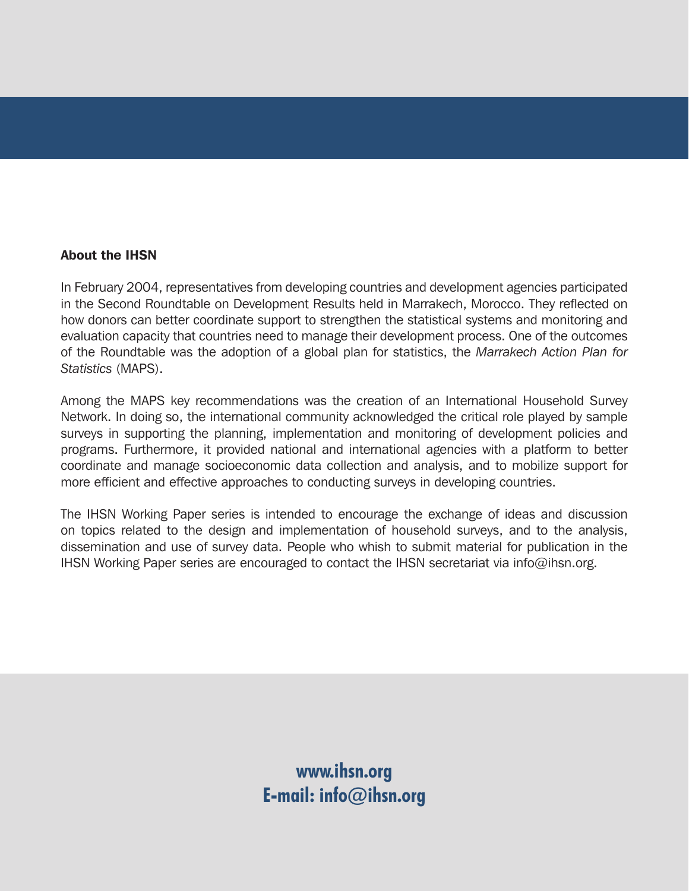## About the IHSN

In February 2004, representatives from developing countries and development agencies participated in the Second Roundtable on Development Results held in Marrakech, Morocco. They reflected on how donors can better coordinate support to strengthen the statistical systems and monitoring and evaluation capacity that countries need to manage their development process. One of the outcomes of the Roundtable was the adoption of a global plan for statistics, the *Marrakech Action Plan for Statistics* (MAPS).

Among the MAPS key recommendations was the creation of an International Household Survey Network. In doing so, the international community acknowledged the critical role played by sample surveys in supporting the planning, implementation and monitoring of development policies and programs. Furthermore, it provided national and international agencies with a platform to better coordinate and manage socioeconomic data collection and analysis, and to mobilize support for more efficient and effective approaches to conducting surveys in developing countries.

The IHSN Working Paper series is intended to encourage the exchange of ideas and discussion on topics related to the design and implementation of household surveys, and to the analysis, dissemination and use of survey data. People who whish to submit material for publication in the IHSN Working Paper series are encouraged to contact the IHSN secretariat via info@ihsn.org.

**www.ihsn.org**
**E-mail: info@ihsn.org**